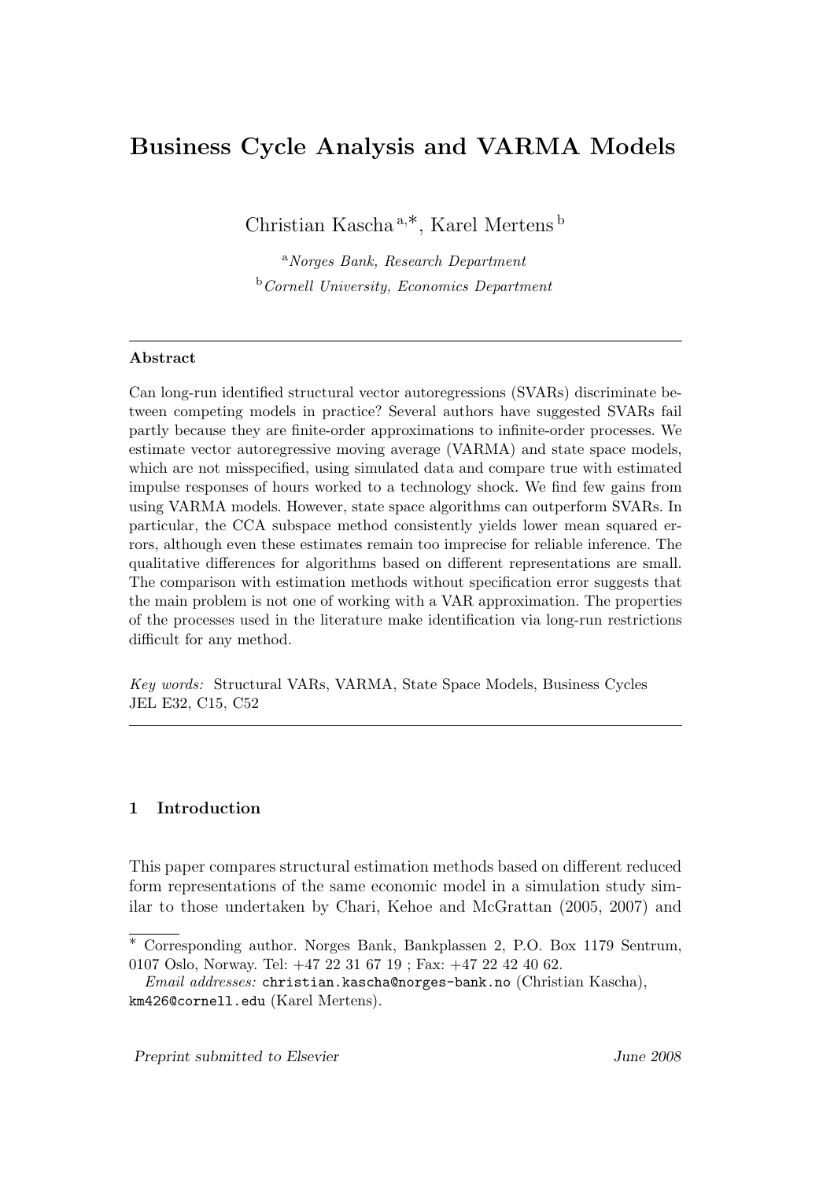# Business Cycle Analysis and VARMA Models

Christian Kascha [a,*], Karel Mertens [b]

[a] *Norges Bank, Research Department*
[b] *Cornell University, Economics Department*

---

**Abstract**

Can long-run identified structural vector autoregressions (SVARs) discriminate between competing models in practice? Several authors have suggested SVARs fail partly because they are finite-order approximations to infinite-order processes. We estimate vector autoregressive moving average (VARMA) and state space models, which are not misspecified, using simulated data and compare true with estimated impulse responses of hours worked to a technology shock. We find few gains from using VARMA models. However, state space algorithms can outperform SVARs. In particular, the CCA subspace method consistently yields lower mean squared errors, although even these estimates remain too imprecise for reliable inference. The qualitative differences for algorithms based on different representations are small. The comparison with estimation methods without specification error suggests that the main problem is not one of working with a VAR approximation. The properties of the processes used in the literature make identification via long-run restrictions difficult for any method.

*Key words:* Structural VARs, VARMA, State Space Models, Business Cycles
JEL E32, C15, C52

---

## 1 Introduction

This paper compares structural estimation methods based on different reduced form representations of the same economic model in a simulation study similar to those undertaken by Chari, Kehoe and McGrattan (2005, 2007) and

---

* Corresponding author. Norges Bank, Bankplassen 2, P.O. Box 1179 Sentrum, 0107 Oslo, Norway. Tel: +47 22 31 67 19 ; Fax: +47 22 42 40 62.
*Email addresses:* christian.kascha@norges-bank.no (Christian Kascha), km426@cornell.edu (Karel Mertens).

Preprint submitted to Elsevier — June 2008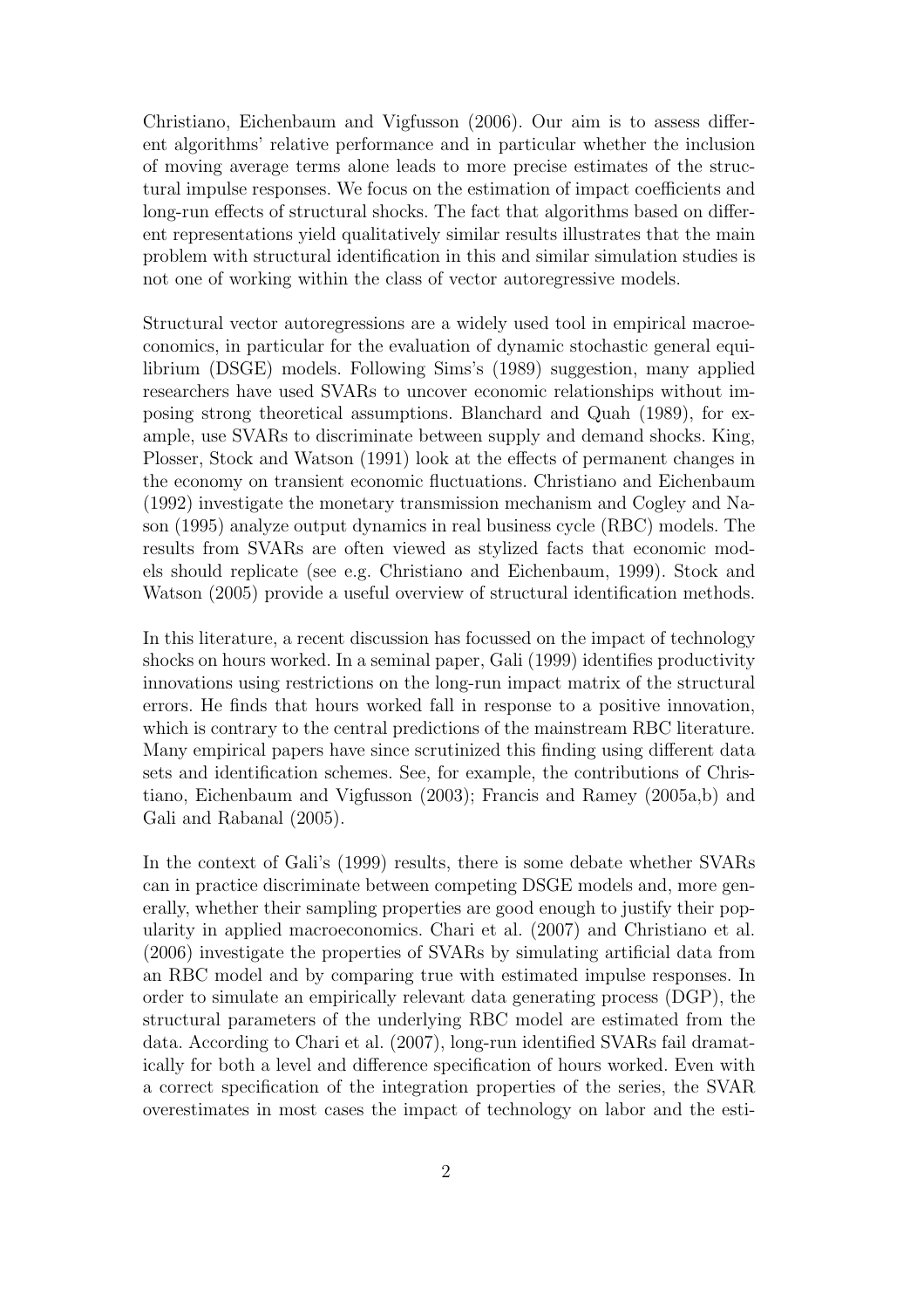Christiano, Eichenbaum and Vigfusson (2006). Our aim is to assess different algorithms' relative performance and in particular whether the inclusion of moving average terms alone leads to more precise estimates of the structural impulse responses. We focus on the estimation of impact coefficients and long-run effects of structural shocks. The fact that algorithms based on different representations yield qualitatively similar results illustrates that the main problem with structural identification in this and similar simulation studies is not one of working within the class of vector autoregressive models.

Structural vector autoregressions are a widely used tool in empirical macroeconomics, in particular for the evaluation of dynamic stochastic general equilibrium (DSGE) models. Following Sims's (1989) suggestion, many applied researchers have used SVARs to uncover economic relationships without imposing strong theoretical assumptions. Blanchard and Quah (1989), for example, use SVARs to discriminate between supply and demand shocks. King, Plosser, Stock and Watson (1991) look at the effects of permanent changes in the economy on transient economic fluctuations. Christiano and Eichenbaum (1992) investigate the monetary transmission mechanism and Cogley and Nason (1995) analyze output dynamics in real business cycle (RBC) models. The results from SVARs are often viewed as stylized facts that economic models should replicate (see e.g. Christiano and Eichenbaum, 1999). Stock and Watson (2005) provide a useful overview of structural identification methods.

In this literature, a recent discussion has focussed on the impact of technology shocks on hours worked. In a seminal paper, Gali (1999) identifies productivity innovations using restrictions on the long-run impact matrix of the structural errors. He finds that hours worked fall in response to a positive innovation, which is contrary to the central predictions of the mainstream RBC literature. Many empirical papers have since scrutinized this finding using different data sets and identification schemes. See, for example, the contributions of Christiano, Eichenbaum and Vigfusson (2003); Francis and Ramey (2005a,b) and Gali and Rabanal (2005).

In the context of Gali's (1999) results, there is some debate whether SVARs can in practice discriminate between competing DSGE models and, more generally, whether their sampling properties are good enough to justify their popularity in applied macroeconomics. Chari et al. (2007) and Christiano et al. (2006) investigate the properties of SVARs by simulating artificial data from an RBC model and by comparing true with estimated impulse responses. In order to simulate an empirically relevant data generating process (DGP), the structural parameters of the underlying RBC model are estimated from the data. According to Chari et al. (2007), long-run identified SVARs fail dramatically for both a level and difference specification of hours worked. Even with a correct specification of the integration properties of the series, the SVAR overestimates in most cases the impact of technology on labor and the esti-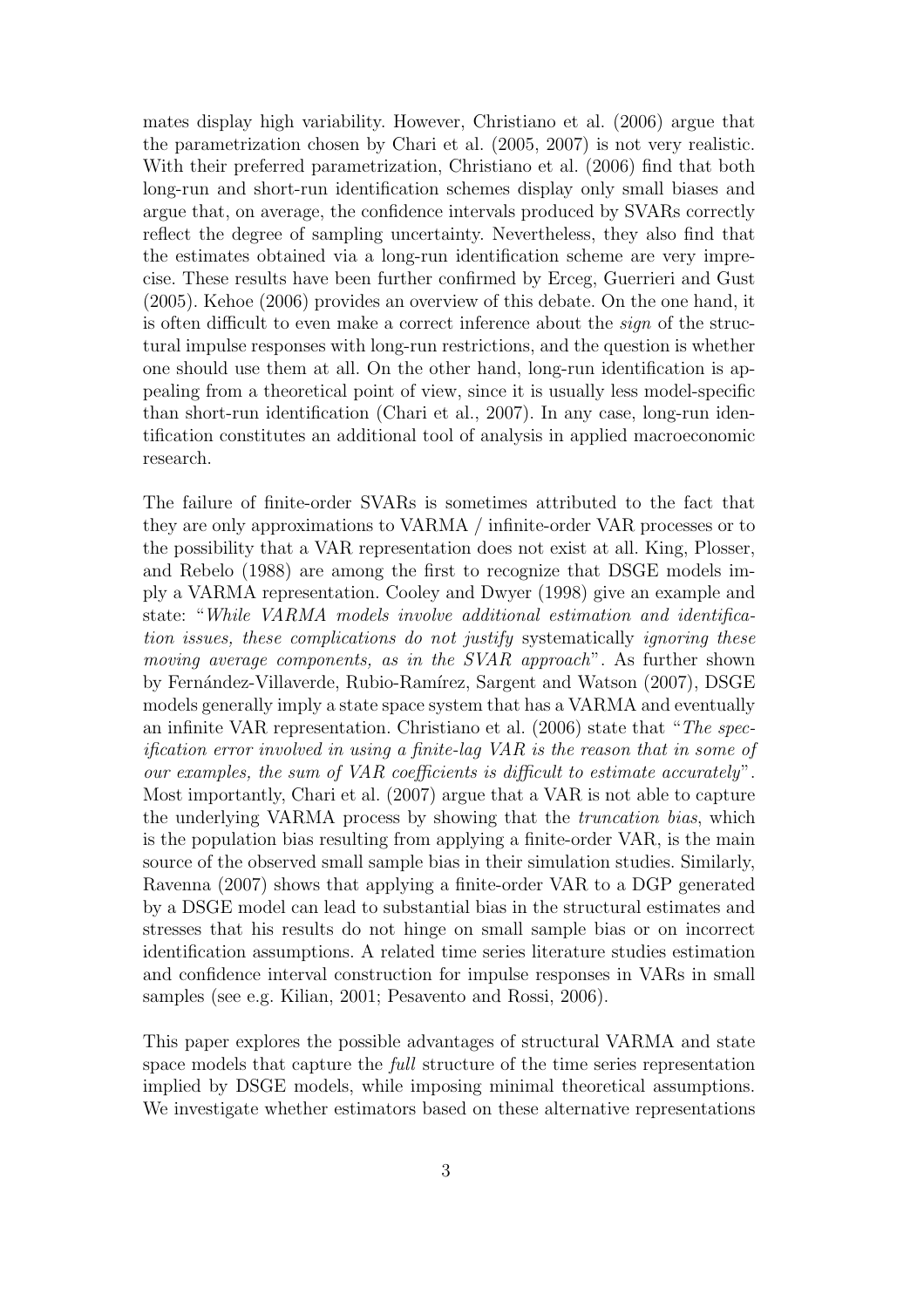mates display high variability. However, Christiano et al. (2006) argue that the parametrization chosen by Chari et al. (2005, 2007) is not very realistic. With their preferred parametrization, Christiano et al. (2006) find that both long-run and short-run identification schemes display only small biases and argue that, on average, the confidence intervals produced by SVARs correctly reflect the degree of sampling uncertainty. Nevertheless, they also find that the estimates obtained via a long-run identification scheme are very imprecise. These results have been further confirmed by Erceg, Guerrieri and Gust (2005). Kehoe (2006) provides an overview of this debate. On the one hand, it is often difficult to even make a correct inference about the *sign* of the structural impulse responses with long-run restrictions, and the question is whether one should use them at all. On the other hand, long-run identification is appealing from a theoretical point of view, since it is usually less model-specific than short-run identification (Chari et al., 2007). In any case, long-run identification constitutes an additional tool of analysis in applied macroeconomic research.

The failure of finite-order SVARs is sometimes attributed to the fact that they are only approximations to VARMA / infinite-order VAR processes or to the possibility that a VAR representation does not exist at all. King, Plosser, and Rebelo (1988) are among the first to recognize that DSGE models imply a VARMA representation. Cooley and Dwyer (1998) give an example and state: "*While VARMA models involve additional estimation and identification issues, these complications do not justify* systematically *ignoring these moving average components, as in the SVAR approach*". As further shown by Fernández-Villaverde, Rubio-Ramírez, Sargent and Watson (2007), DSGE models generally imply a state space system that has a VARMA and eventually an infinite VAR representation. Christiano et al. (2006) state that "*The specification error involved in using a finite-lag VAR is the reason that in some of our examples, the sum of VAR coefficients is difficult to estimate accurately*". Most importantly, Chari et al. (2007) argue that a VAR is not able to capture the underlying VARMA process by showing that the *truncation bias*, which is the population bias resulting from applying a finite-order VAR, is the main source of the observed small sample bias in their simulation studies. Similarly, Ravenna (2007) shows that applying a finite-order VAR to a DGP generated by a DSGE model can lead to substantial bias in the structural estimates and stresses that his results do not hinge on small sample bias or on incorrect identification assumptions. A related time series literature studies estimation and confidence interval construction for impulse responses in VARs in small samples (see e.g. Kilian, 2001; Pesavento and Rossi, 2006).

This paper explores the possible advantages of structural VARMA and state space models that capture the *full* structure of the time series representation implied by DSGE models, while imposing minimal theoretical assumptions. We investigate whether estimators based on these alternative representations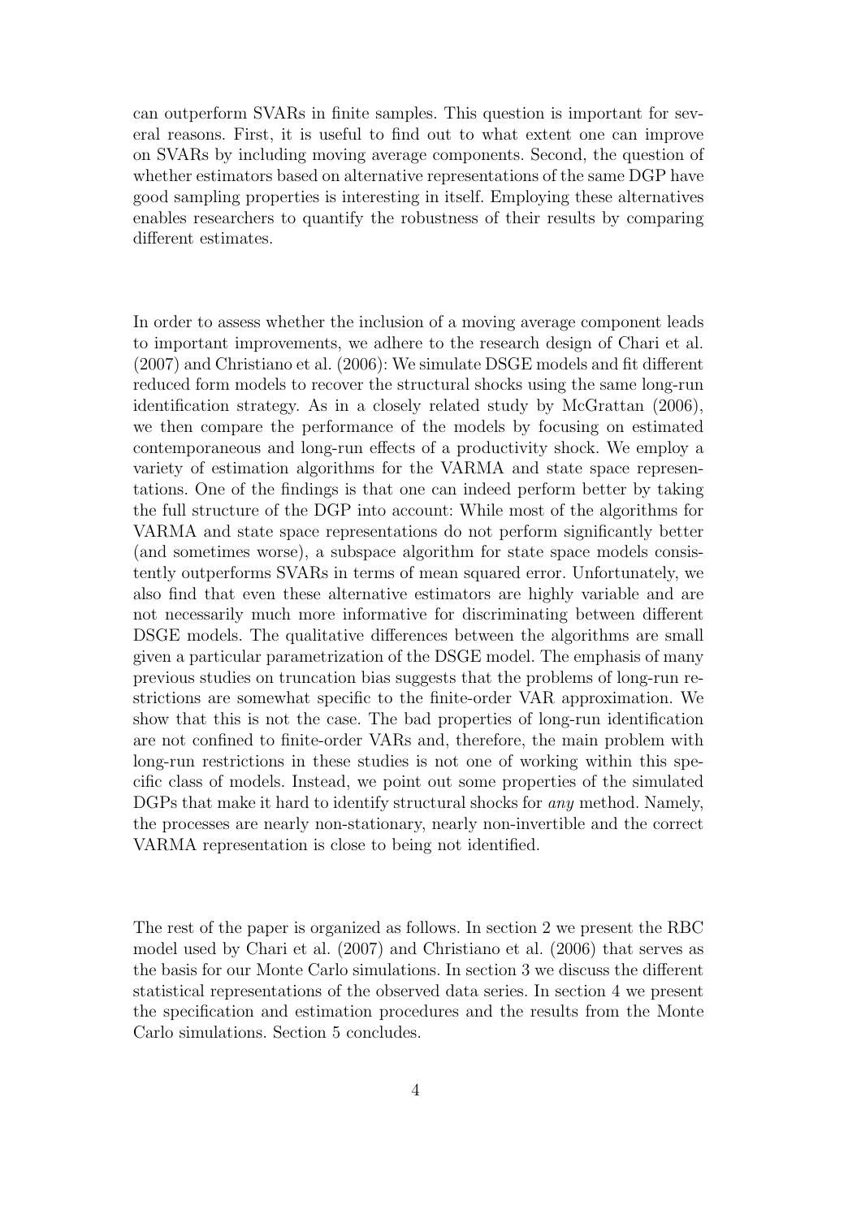can outperform SVARs in finite samples. This question is important for several reasons. First, it is useful to find out to what extent one can improve on SVARs by including moving average components. Second, the question of whether estimators based on alternative representations of the same DGP have good sampling properties is interesting in itself. Employing these alternatives enables researchers to quantify the robustness of their results by comparing different estimates.

In order to assess whether the inclusion of a moving average component leads to important improvements, we adhere to the research design of Chari et al. (2007) and Christiano et al. (2006): We simulate DSGE models and fit different reduced form models to recover the structural shocks using the same long-run identification strategy. As in a closely related study by McGrattan (2006), we then compare the performance of the models by focusing on estimated contemporaneous and long-run effects of a productivity shock. We employ a variety of estimation algorithms for the VARMA and state space representations. One of the findings is that one can indeed perform better by taking the full structure of the DGP into account: While most of the algorithms for VARMA and state space representations do not perform significantly better (and sometimes worse), a subspace algorithm for state space models consistently outperforms SVARs in terms of mean squared error. Unfortunately, we also find that even these alternative estimators are highly variable and are not necessarily much more informative for discriminating between different DSGE models. The qualitative differences between the algorithms are small given a particular parametrization of the DSGE model. The emphasis of many previous studies on truncation bias suggests that the problems of long-run restrictions are somewhat specific to the finite-order VAR approximation. We show that this is not the case. The bad properties of long-run identification are not confined to finite-order VARs and, therefore, the main problem with long-run restrictions in these studies is not one of working within this specific class of models. Instead, we point out some properties of the simulated DGPs that make it hard to identify structural shocks for *any* method. Namely, the processes are nearly non-stationary, nearly non-invertible and the correct VARMA representation is close to being not identified.

The rest of the paper is organized as follows. In section 2 we present the RBC model used by Chari et al. (2007) and Christiano et al. (2006) that serves as the basis for our Monte Carlo simulations. In section 3 we discuss the different statistical representations of the observed data series. In section 4 we present the specification and estimation procedures and the results from the Monte Carlo simulations. Section 5 concludes.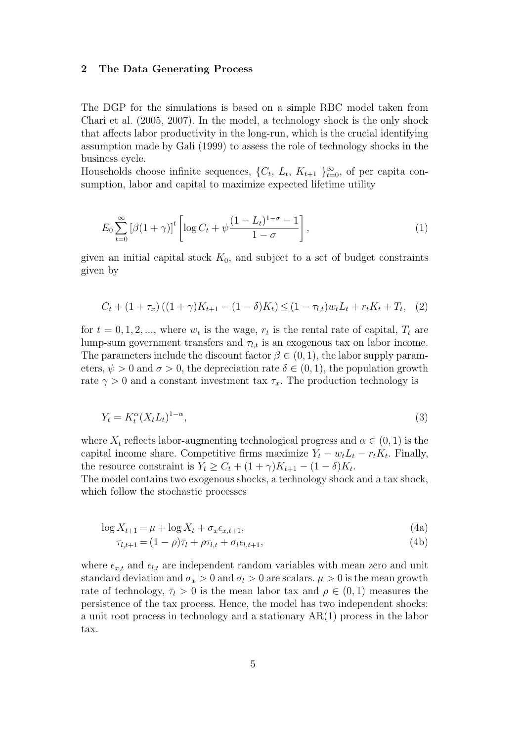## 2 The Data Generating Process

The DGP for the simulations is based on a simple RBC model taken from Chari et al. (2005, 2007). In the model, a technology shock is the only shock that affects labor productivity in the long-run, which is the crucial identifying assumption made by Gali (1999) to assess the role of technology shocks in the business cycle.

Households choose infinite sequences, $\{C_t,\ L_t,\ K_{t+1}\ \}_{t=0}^{\infty}$, of per capita consumption, labor and capital to maximize expected lifetime utility

$$E_0 \sum_{t=0}^{\infty} \left[\beta(1+\gamma)\right]^t \left[\log C_t + \psi \frac{(1-L_t)^{1-\sigma}-1}{1-\sigma}\right], \tag{1}$$

given an initial capital stock $K_0$, and subject to a set of budget constraints given by

$$C_t + (1+\tau_x)\left((1+\gamma)K_{t+1} - (1-\delta)K_t\right) \leq (1-\tau_{l,t})w_t L_t + r_t K_t + T_t, \tag{2}$$

for $t = 0, 1, 2, ...,$ where $w_t$ is the wage, $r_t$ is the rental rate of capital, $T_t$ are lump-sum government transfers and $\tau_{l,t}$ is an exogenous tax on labor income. The parameters include the discount factor $\beta \in (0,1)$, the labor supply parameters, $\psi > 0$ and $\sigma > 0$, the depreciation rate $\delta \in (0,1)$, the population growth rate $\gamma > 0$ and a constant investment tax $\tau_x$. The production technology is

$$Y_t = K_t^{\alpha}(X_t L_t)^{1-\alpha}, \tag{3}$$

where $X_t$ reflects labor-augmenting technological progress and $\alpha \in (0,1)$ is the capital income share. Competitive firms maximize $Y_t - w_t L_t - r_t K_t$. Finally, the resource constraint is $Y_t \geq C_t + (1+\gamma)K_{t+1} - (1-\delta)K_t$.

The model contains two exogenous shocks, a technology shock and a tax shock, which follow the stochastic processes

$$\log X_{t+1} = \mu + \log X_t + \sigma_x \epsilon_{x,t+1}, \tag{4a}$$

$$\tau_{l,t+1} = (1-\rho)\bar{\tau}_l + \rho \tau_{l,t} + \sigma_l \epsilon_{l,t+1}, \tag{4b}$$

where $\epsilon_{x,t}$ and $\epsilon_{l,t}$ are independent random variables with mean zero and unit standard deviation and $\sigma_x > 0$ and $\sigma_l > 0$ are scalars. $\mu > 0$ is the mean growth rate of technology, $\bar{\tau}_l > 0$ is the mean labor tax and $\rho \in (0,1)$ measures the persistence of the tax process. Hence, the model has two independent shocks: a unit root process in technology and a stationary AR(1) process in the labor tax.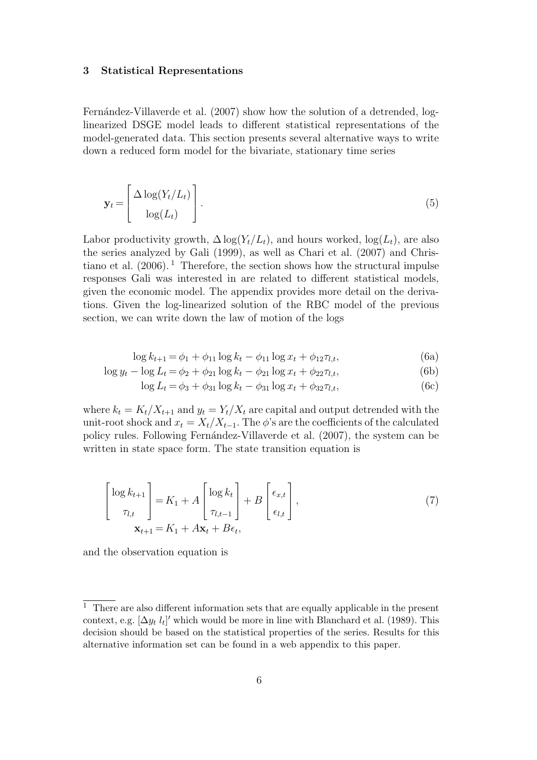## 3 Statistical Representations

Fernández-Villaverde et al. (2007) show how the solution of a detrended, log-linearized DSGE model leads to different statistical representations of the model-generated data. This section presents several alternative ways to write down a reduced form model for the bivariate, stationary time series

$$
\mathbf{y}_t = \begin{bmatrix} \Delta \log(Y_t/L_t) \\ \log(L_t) \end{bmatrix}. \tag{5}
$$

Labor productivity growth, $\Delta \log(Y_t/L_t)$, and hours worked, $\log(L_t)$, are also the series analyzed by Gali (1999), as well as Chari et al. (2007) and Christiano et al. (2006).[1] Therefore, the section shows how the structural impulse responses Gali was interested in are related to different statistical models, given the economic model. The appendix provides more detail on the derivations. Given the log-linearized solution of the RBC model of the previous section, we can write down the law of motion of the logs

$$
\log k_{t+1} = \phi_1 + \phi_{11} \log k_t - \phi_{11} \log x_t + \phi_{12} \tau_{l,t}, \tag{6a}
$$

$$
\log y_t - \log L_t = \phi_2 + \phi_{21} \log k_t - \phi_{21} \log x_t + \phi_{22} \tau_{l,t}, \tag{6b}
$$

$$
\log L_t = \phi_3 + \phi_{31} \log k_t - \phi_{31} \log x_t + \phi_{32} \tau_{l,t}, \tag{6c}
$$

where $k_t = K_t/X_{t+1}$ and $y_t = Y_t/X_t$ are capital and output detrended with the unit-root shock and $x_t = X_t/X_{t-1}$. The $\phi$'s are the coefficients of the calculated policy rules. Following Fernández-Villaverde et al. (2007), the system can be written in state space form. The state transition equation is

$$
\begin{bmatrix} \log k_{t+1} \\ \tau_{l,t} \end{bmatrix} = K_1 + A \begin{bmatrix} \log k_t \\ \tau_{l,t-1} \end{bmatrix} + B \begin{bmatrix} \epsilon_{x,t} \\ \epsilon_{l,t} \end{bmatrix}, \tag{7}
$$

$$
\mathbf{x}_{t+1} = K_1 + A\mathbf{x}_t + B\epsilon_t,
$$

and the observation equation is

[1] There are also different information sets that are equally applicable in the present context, e.g. $[\Delta y_t \; l_t]'$ which would be more in line with Blanchard et al. (1989). This decision should be based on the statistical properties of the series. Results for this alternative information set can be found in a web appendix to this paper.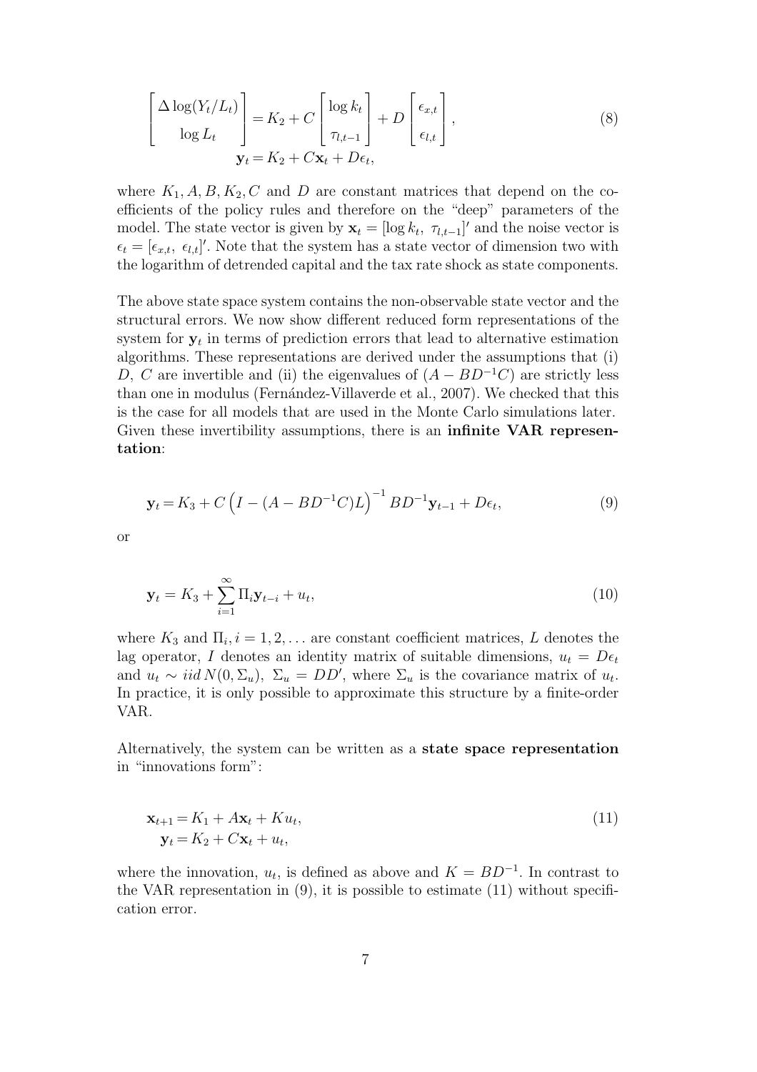$$
\begin{bmatrix} \Delta \log(Y_t/L_t) \\ \log L_t \end{bmatrix} = K_2 + C \begin{bmatrix} \log k_t \\ \tau_{l,t-1} \end{bmatrix} + D \begin{bmatrix} \epsilon_{x,t} \\ \epsilon_{l,t} \end{bmatrix}, \tag{8}
$$
$$
\mathbf{y}_t = K_2 + C\mathbf{x}_t + D\epsilon_t,
$$

where $K_1, A, B, K_2, C$ and $D$ are constant matrices that depend on the coefficients of the policy rules and therefore on the "deep" parameters of the model. The state vector is given by $\mathbf{x}_t = [\log k_t,\ \tau_{l,t-1}]'$ and the noise vector is $\epsilon_t = [\epsilon_{x,t},\ \epsilon_{l,t}]'$. Note that the system has a state vector of dimension two with the logarithm of detrended capital and the tax rate shock as state components.

The above state space system contains the non-observable state vector and the structural errors. We now show different reduced form representations of the system for $\mathbf{y}_t$ in terms of prediction errors that lead to alternative estimation algorithms. These representations are derived under the assumptions that (i) $D$, $C$ are invertible and (ii) the eigenvalues of $(A - BD^{-1}C)$ are strictly less than one in modulus (Fernández-Villaverde et al., 2007). We checked that this is the case for all models that are used in the Monte Carlo simulations later. Given these invertibility assumptions, there is an **infinite VAR representation**:

$$
\mathbf{y}_t = K_3 + C\left(I - (A - BD^{-1}C)L\right)^{-1} BD^{-1}\mathbf{y}_{t-1} + D\epsilon_t, \tag{9}
$$

or

$$
\mathbf{y}_t = K_3 + \sum_{i=1}^{\infty} \Pi_i \mathbf{y}_{t-i} + u_t, \tag{10}
$$

where $K_3$ and $\Pi_i, i = 1, 2, \ldots$ are constant coefficient matrices, $L$ denotes the lag operator, $I$ denotes an identity matrix of suitable dimensions, $u_t = D\epsilon_t$ and $u_t \sim iid\, N(0, \Sigma_u)$, $\Sigma_u = DD'$, where $\Sigma_u$ is the covariance matrix of $u_t$. In practice, it is only possible to approximate this structure by a finite-order VAR.

Alternatively, the system can be written as a **state space representation** in "innovations form":

$$
\begin{aligned}
\mathbf{x}_{t+1} &= K_1 + A\mathbf{x}_t + Ku_t, \\
\mathbf{y}_t &= K_2 + C\mathbf{x}_t + u_t,
\end{aligned} \tag{11}
$$

where the innovation, $u_t$, is defined as above and $K = BD^{-1}$. In contrast to the VAR representation in (9), it is possible to estimate (11) without specification error.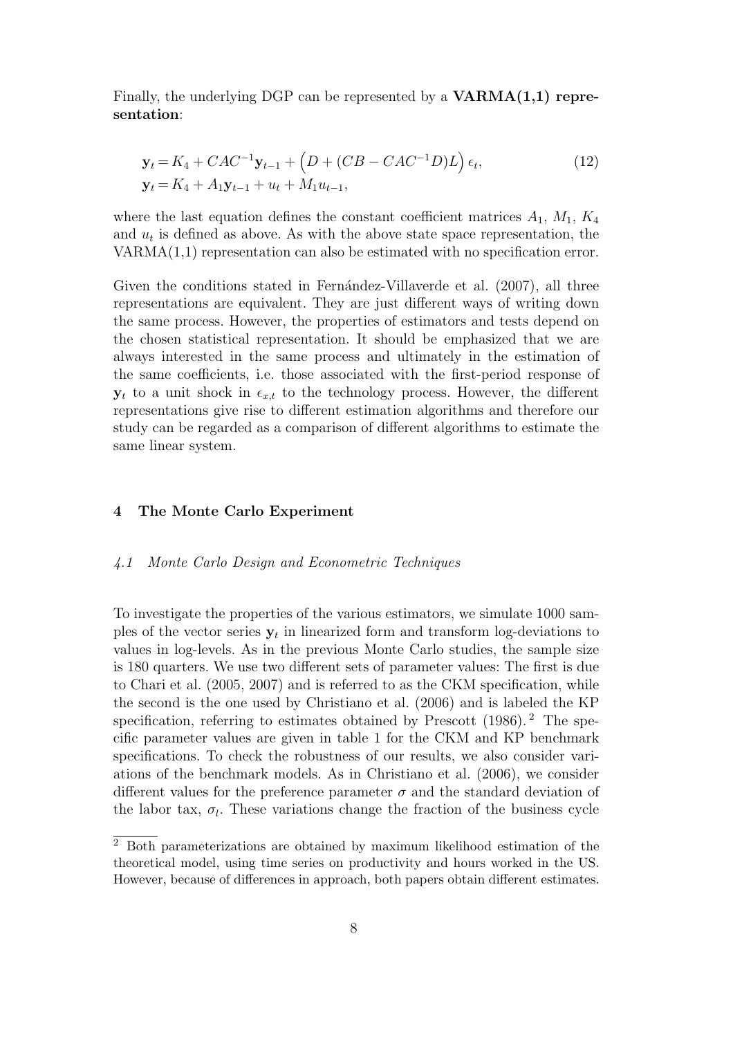Finally, the underlying DGP can be represented by a **VARMA(1,1) representation**:

$$
\begin{aligned}
\mathbf{y}_t &= K_4 + CAC^{-1}\mathbf{y}_{t-1} + \left(D + (CB - CAC^{-1}D)L\right)\epsilon_t, \\
\mathbf{y}_t &= K_4 + A_1\mathbf{y}_{t-1} + u_t + M_1 u_{t-1},
\end{aligned}
\tag{12}
$$

where the last equation defines the constant coefficient matrices $A_1$, $M_1$, $K_4$ and $u_t$ is defined as above. As with the above state space representation, the VARMA(1,1) representation can also be estimated with no specification error.

Given the conditions stated in Fernández-Villaverde et al. (2007), all three representations are equivalent. They are just different ways of writing down the same process. However, the properties of estimators and tests depend on the chosen statistical representation. It should be emphasized that we are always interested in the same process and ultimately in the estimation of the same coefficients, i.e. those associated with the first-period response of $\mathbf{y}_t$ to a unit shock in $\epsilon_{x,t}$ to the technology process. However, the different representations give rise to different estimation algorithms and therefore our study can be regarded as a comparison of different algorithms to estimate the same linear system.

## 4 The Monte Carlo Experiment

### *4.1 Monte Carlo Design and Econometric Techniques*

To investigate the properties of the various estimators, we simulate 1000 samples of the vector series $\mathbf{y}_t$ in linearized form and transform log-deviations to values in log-levels. As in the previous Monte Carlo studies, the sample size is 180 quarters. We use two different sets of parameter values: The first is due to Chari et al. (2005, 2007) and is referred to as the CKM specification, while the second is the one used by Christiano et al. (2006) and is labeled the KP specification, referring to estimates obtained by Prescott (1986).[2] The specific parameter values are given in table 1 for the CKM and KP benchmark specifications. To check the robustness of our results, we also consider variations of the benchmark models. As in Christiano et al. (2006), we consider different values for the preference parameter $\sigma$ and the standard deviation of the labor tax, $\sigma_l$. These variations change the fraction of the business cycle

[2] Both parameterizations are obtained by maximum likelihood estimation of the theoretical model, using time series on productivity and hours worked in the US. However, because of differences in approach, both papers obtain different estimates.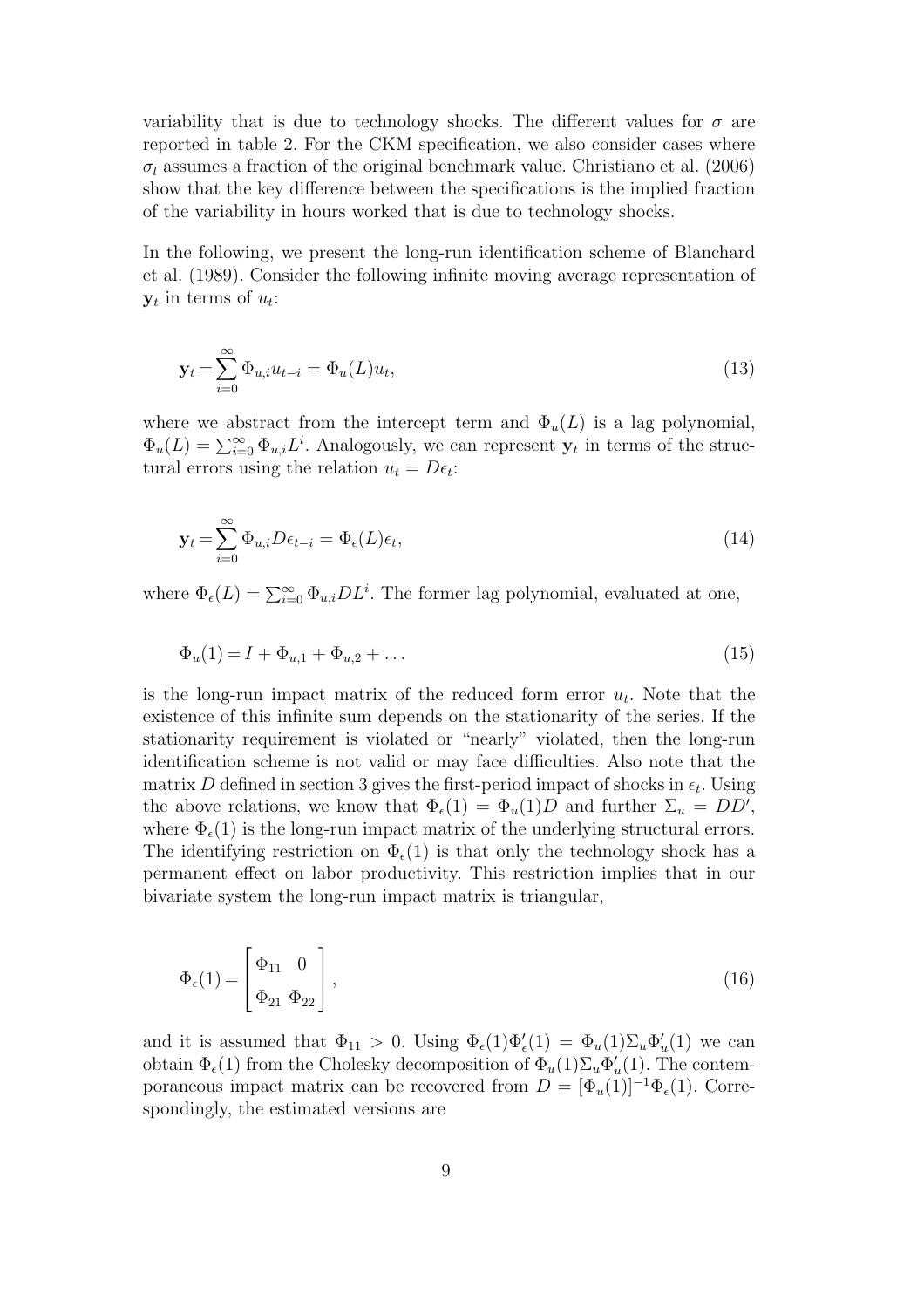variability that is due to technology shocks. The different values for $\sigma$ are reported in table 2. For the CKM specification, we also consider cases where $\sigma_l$ assumes a fraction of the original benchmark value. Christiano et al. (2006) show that the key difference between the specifications is the implied fraction of the variability in hours worked that is due to technology shocks.

In the following, we present the long-run identification scheme of Blanchard et al. (1989). Consider the following infinite moving average representation of $\mathbf{y}_t$ in terms of $u_t$:

$$\mathbf{y}_t = \sum_{i=0}^{\infty} \Phi_{u,i} u_{t-i} = \Phi_u(L) u_t, \tag{13}$$

where we abstract from the intercept term and $\Phi_u(L)$ is a lag polynomial, $\Phi_u(L) = \sum_{i=0}^{\infty} \Phi_{u,i} L^i$. Analogously, we can represent $\mathbf{y}_t$ in terms of the structural errors using the relation $u_t = D\epsilon_t$:

$$\mathbf{y}_t = \sum_{i=0}^{\infty} \Phi_{u,i} D \epsilon_{t-i} = \Phi_\epsilon(L) \epsilon_t, \tag{14}$$

where $\Phi_\epsilon(L) = \sum_{i=0}^{\infty} \Phi_{u,i} D L^i$. The former lag polynomial, evaluated at one,

$$\Phi_u(1) = I + \Phi_{u,1} + \Phi_{u,2} + \dots \tag{15}$$

is the long-run impact matrix of the reduced form error $u_t$. Note that the existence of this infinite sum depends on the stationarity of the series. If the stationarity requirement is violated or "nearly" violated, then the long-run identification scheme is not valid or may face difficulties. Also note that the matrix $D$ defined in section 3 gives the first-period impact of shocks in $\epsilon_t$. Using the above relations, we know that $\Phi_\epsilon(1) = \Phi_u(1)D$ and further $\Sigma_u = DD'$, where $\Phi_\epsilon(1)$ is the long-run impact matrix of the underlying structural errors. The identifying restriction on $\Phi_\epsilon(1)$ is that only the technology shock has a permanent effect on labor productivity. This restriction implies that in our bivariate system the long-run impact matrix is triangular,

$$\Phi_\epsilon(1) = \begin{bmatrix} \Phi_{11} & 0 \\ \Phi_{21} & \Phi_{22} \end{bmatrix}, \tag{16}$$

and it is assumed that $\Phi_{11} > 0$. Using $\Phi_\epsilon(1)\Phi_\epsilon'(1) = \Phi_u(1)\Sigma_u\Phi_u'(1)$ we can obtain $\Phi_\epsilon(1)$ from the Cholesky decomposition of $\Phi_u(1)\Sigma_u\Phi_u'(1)$. The contemporaneous impact matrix can be recovered from $D = [\Phi_u(1)]^{-1}\Phi_\epsilon(1)$. Correspondingly, the estimated versions are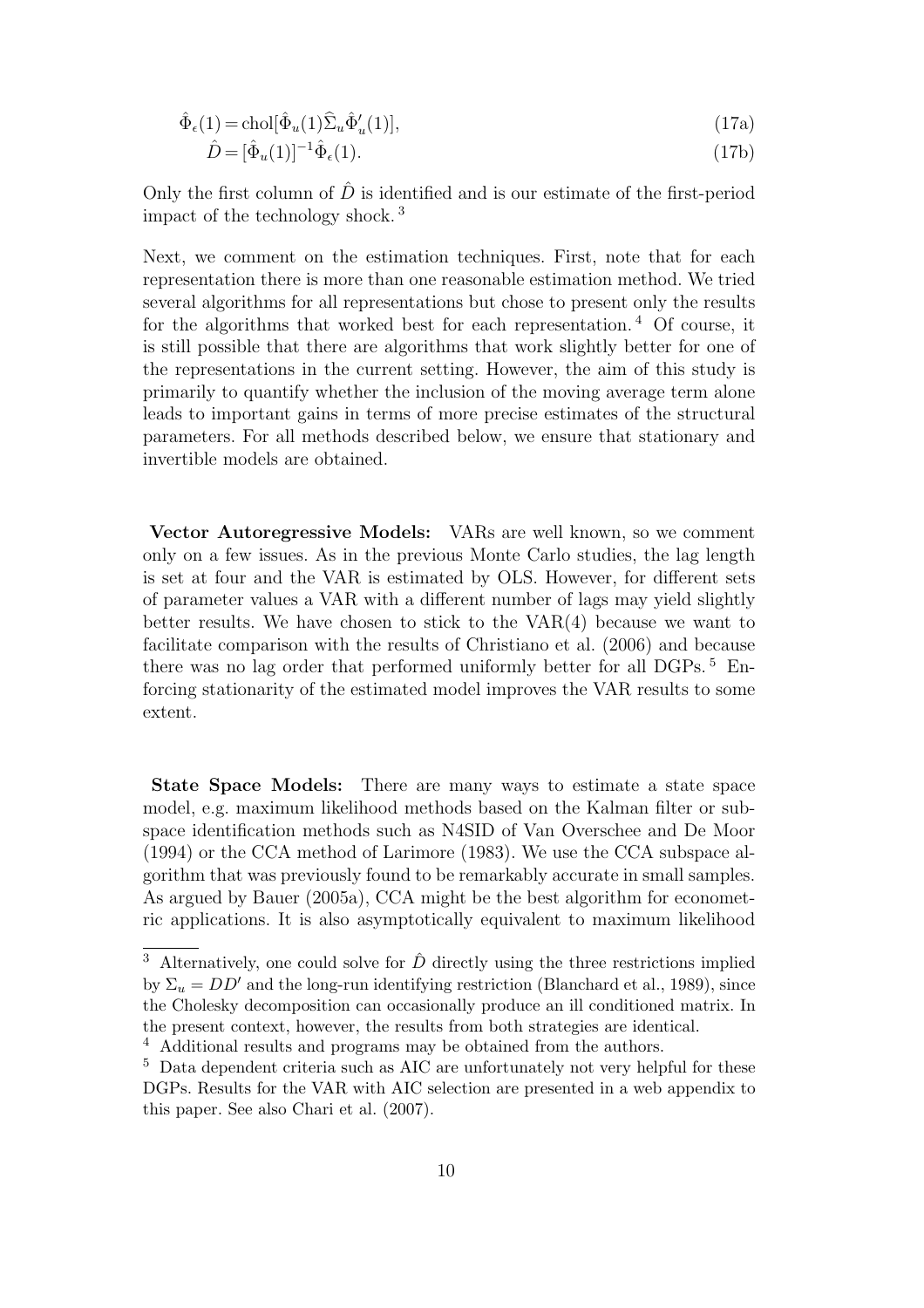$$\hat{\Phi}_\epsilon(1) = \text{chol}[\hat{\Phi}_u(1)\widehat{\Sigma}_u\hat{\Phi}_u'(1)], \tag{17a}$$

$$\hat{D} = [\hat{\Phi}_u(1)]^{-1}\hat{\Phi}_\epsilon(1). \tag{17b}$$

Only the first column of $\hat{D}$ is identified and is our estimate of the first-period impact of the technology shock. [3]

Next, we comment on the estimation techniques. First, note that for each representation there is more than one reasonable estimation method. We tried several algorithms for all representations but chose to present only the results for the algorithms that worked best for each representation. [4] Of course, it is still possible that there are algorithms that work slightly better for one of the representations in the current setting. However, the aim of this study is primarily to quantify whether the inclusion of the moving average term alone leads to important gains in terms of more precise estimates of the structural parameters. For all methods described below, we ensure that stationary and invertible models are obtained.

**Vector Autoregressive Models:** VARs are well known, so we comment only on a few issues. As in the previous Monte Carlo studies, the lag length is set at four and the VAR is estimated by OLS. However, for different sets of parameter values a VAR with a different number of lags may yield slightly better results. We have chosen to stick to the VAR(4) because we want to facilitate comparison with the results of Christiano et al. (2006) and because there was no lag order that performed uniformly better for all DGPs. [5] Enforcing stationarity of the estimated model improves the VAR results to some extent.

**State Space Models:** There are many ways to estimate a state space model, e.g. maximum likelihood methods based on the Kalman filter or subspace identification methods such as N4SID of Van Overschee and De Moor (1994) or the CCA method of Larimore (1983). We use the CCA subspace algorithm that was previously found to be remarkably accurate in small samples. As argued by Bauer (2005a), CCA might be the best algorithm for econometric applications. It is also asymptotically equivalent to maximum likelihood

---

[3] Alternatively, one could solve for $\hat{D}$ directly using the three restrictions implied by $\Sigma_u = DD'$ and the long-run identifying restriction (Blanchard et al., 1989), since the Cholesky decomposition can occasionally produce an ill conditioned matrix. In the present context, however, the results from both strategies are identical.

[4] Additional results and programs may be obtained from the authors.

[5] Data dependent criteria such as AIC are unfortunately not very helpful for these DGPs. Results for the VAR with AIC selection are presented in a web appendix to this paper. See also Chari et al. (2007).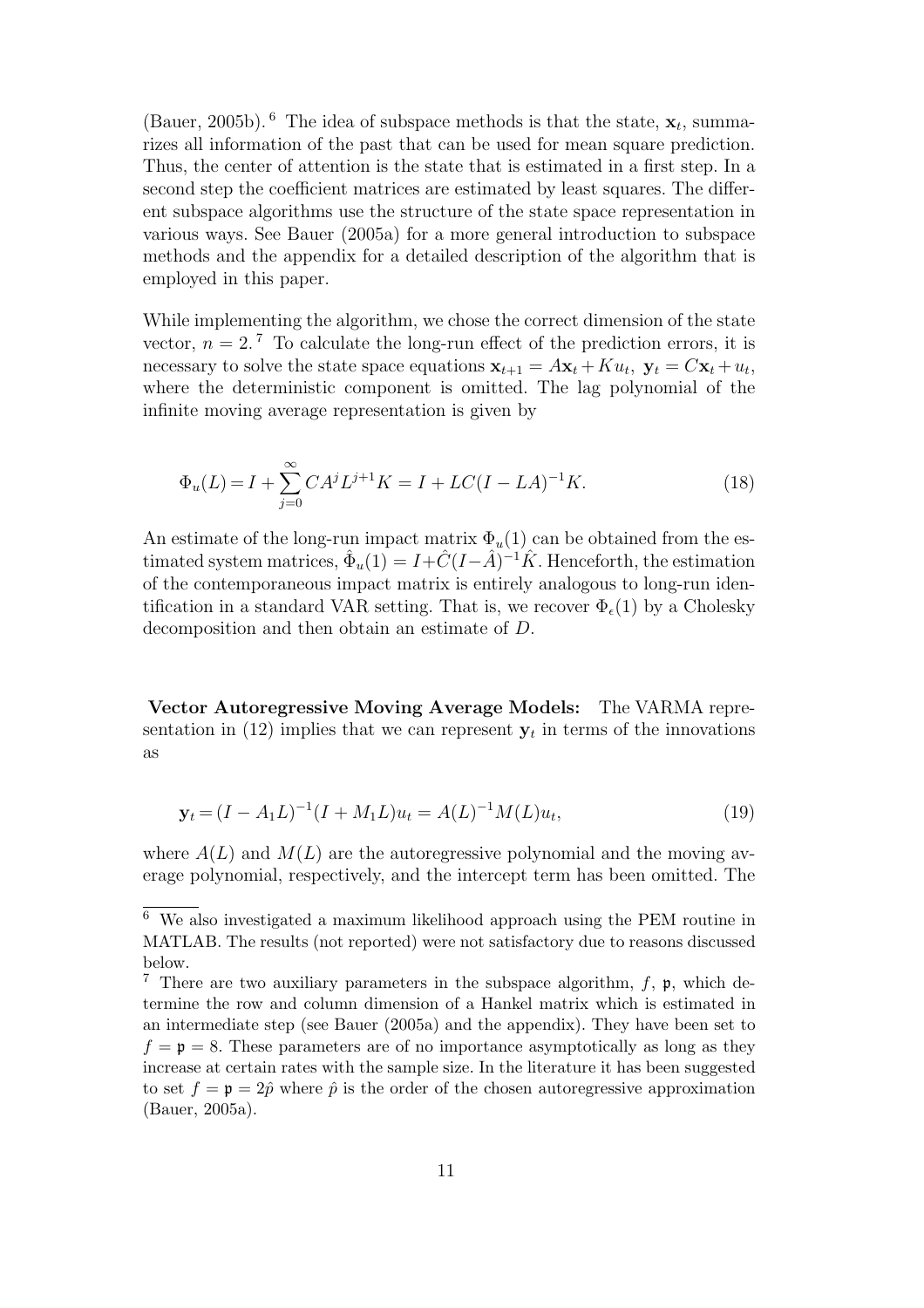(Bauer, 2005b).[6] The idea of subspace methods is that the state, $\mathbf{x}_t$, summarizes all information of the past that can be used for mean square prediction. Thus, the center of attention is the state that is estimated in a first step. In a second step the coefficient matrices are estimated by least squares. The different subspace algorithms use the structure of the state space representation in various ways. See Bauer (2005a) for a more general introduction to subspace methods and the appendix for a detailed description of the algorithm that is employed in this paper.

While implementing the algorithm, we chose the correct dimension of the state vector, $n = 2$.[7] To calculate the long-run effect of the prediction errors, it is necessary to solve the state space equations $\mathbf{x}_{t+1} = A\mathbf{x}_t + Ku_t$, $\mathbf{y}_t = C\mathbf{x}_t + u_t$, where the deterministic component is omitted. The lag polynomial of the infinite moving average representation is given by

$$\Phi_u(L) = I + \sum_{j=0}^{\infty} CA^j L^{j+1} K = I + LC(I - LA)^{-1}K. \tag{18}$$

An estimate of the long-run impact matrix $\Phi_u(1)$ can be obtained from the estimated system matrices, $\hat{\Phi}_u(1) = I + \hat{C}(I - \hat{A})^{-1}\hat{K}$. Henceforth, the estimation of the contemporaneous impact matrix is entirely analogous to long-run identification in a standard VAR setting. That is, we recover $\Phi_\epsilon(1)$ by a Cholesky decomposition and then obtain an estimate of $D$.

**Vector Autoregressive Moving Average Models:** The VARMA representation in (12) implies that we can represent $\mathbf{y}_t$ in terms of the innovations as

$$\mathbf{y}_t = (I - A_1 L)^{-1}(I + M_1 L)u_t = A(L)^{-1}M(L)u_t, \tag{19}$$

where $A(L)$ and $M(L)$ are the autoregressive polynomial and the moving average polynomial, respectively, and the intercept term has been omitted. The

[6] We also investigated a maximum likelihood approach using the PEM routine in MATLAB. The results (not reported) were not satisfactory due to reasons discussed below.

[7] There are two auxiliary parameters in the subspace algorithm, $f$, $\mathfrak{p}$, which determine the row and column dimension of a Hankel matrix which is estimated in an intermediate step (see Bauer (2005a) and the appendix). They have been set to $f = \mathfrak{p} = 8$. These parameters are of no importance asymptotically as long as they increase at certain rates with the sample size. In the literature it has been suggested to set $f = \mathfrak{p} = 2\hat{p}$ where $\hat{p}$ is the order of the chosen autoregressive approximation (Bauer, 2005a).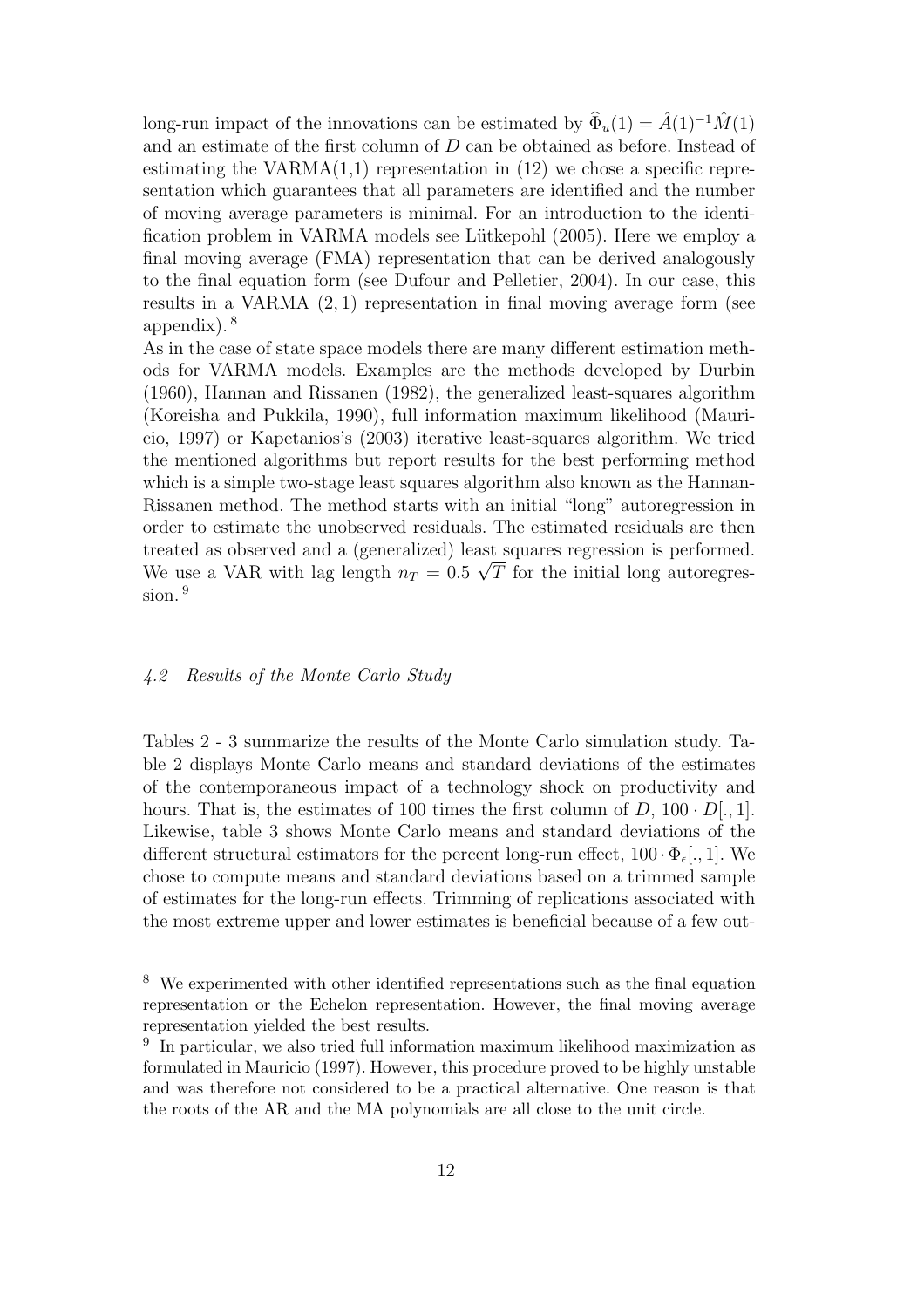long-run impact of the innovations can be estimated by $\widehat{\Phi}_u(1) = \hat{A}(1)^{-1}\hat{M}(1)$ and an estimate of the first column of $D$ can be obtained as before. Instead of estimating the VARMA(1,1) representation in (12) we chose a specific representation which guarantees that all parameters are identified and the number of moving average parameters is minimal. For an introduction to the identification problem in VARMA models see Lütkepohl (2005). Here we employ a final moving average (FMA) representation that can be derived analogously to the final equation form (see Dufour and Pelletier, 2004). In our case, this results in a VARMA $(2,1)$ representation in final moving average form (see appendix).[8]

As in the case of state space models there are many different estimation methods for VARMA models. Examples are the methods developed by Durbin (1960), Hannan and Rissanen (1982), the generalized least-squares algorithm (Koreisha and Pukkila, 1990), full information maximum likelihood (Mauricio, 1997) or Kapetanios's (2003) iterative least-squares algorithm. We tried the mentioned algorithms but report results for the best performing method which is a simple two-stage least squares algorithm also known as the Hannan-Rissanen method. The method starts with an initial "long" autoregression in order to estimate the unobserved residuals. The estimated residuals are then treated as observed and a (generalized) least squares regression is performed. We use a VAR with lag length $n_T = 0.5\,\sqrt{T}$ for the initial long autoregression.[9]

### 4.2 Results of the Monte Carlo Study

Tables 2 - 3 summarize the results of the Monte Carlo simulation study. Table 2 displays Monte Carlo means and standard deviations of the estimates of the contemporaneous impact of a technology shock on productivity and hours. That is, the estimates of 100 times the first column of $D$, $100 \cdot D[.,1]$. Likewise, table 3 shows Monte Carlo means and standard deviations of the different structural estimators for the percent long-run effect, $100 \cdot \Phi_\epsilon[.,1]$. We chose to compute means and standard deviations based on a trimmed sample of estimates for the long-run effects. Trimming of replications associated with the most extreme upper and lower estimates is beneficial because of a few out-

[8] We experimented with other identified representations such as the final equation representation or the Echelon representation. However, the final moving average representation yielded the best results.

[9] In particular, we also tried full information maximum likelihood maximization as formulated in Mauricio (1997). However, this procedure proved to be highly unstable and was therefore not considered to be a practical alternative. One reason is that the roots of the AR and the MA polynomials are all close to the unit circle.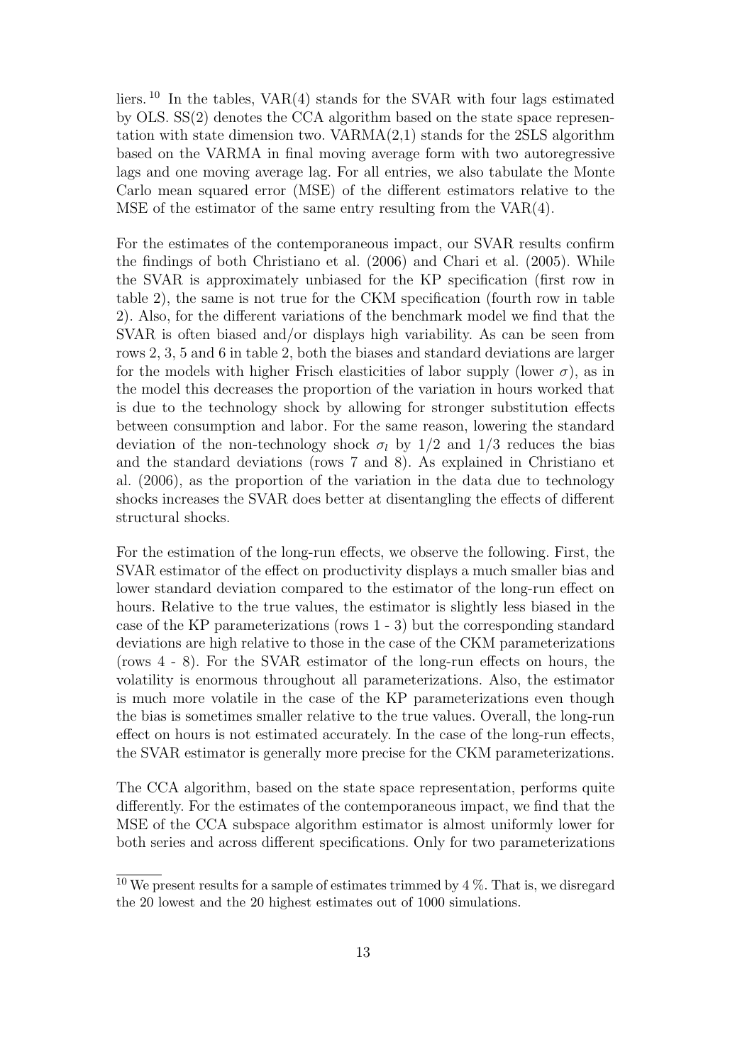liers.[10] In the tables, VAR(4) stands for the SVAR with four lags estimated by OLS. SS(2) denotes the CCA algorithm based on the state space representation with state dimension two. VARMA(2,1) stands for the 2SLS algorithm based on the VARMA in final moving average form with two autoregressive lags and one moving average lag. For all entries, we also tabulate the Monte Carlo mean squared error (MSE) of the different estimators relative to the MSE of the estimator of the same entry resulting from the VAR(4).

For the estimates of the contemporaneous impact, our SVAR results confirm the findings of both Christiano et al. (2006) and Chari et al. (2005). While the SVAR is approximately unbiased for the KP specification (first row in table 2), the same is not true for the CKM specification (fourth row in table 2). Also, for the different variations of the benchmark model we find that the SVAR is often biased and/or displays high variability. As can be seen from rows 2, 3, 5 and 6 in table 2, both the biases and standard deviations are larger for the models with higher Frisch elasticities of labor supply (lower $\sigma$), as in the model this decreases the proportion of the variation in hours worked that is due to the technology shock by allowing for stronger substitution effects between consumption and labor. For the same reason, lowering the standard deviation of the non-technology shock $\sigma_l$ by 1/2 and 1/3 reduces the bias and the standard deviations (rows 7 and 8). As explained in Christiano et al. (2006), as the proportion of the variation in the data due to technology shocks increases the SVAR does better at disentangling the effects of different structural shocks.

For the estimation of the long-run effects, we observe the following. First, the SVAR estimator of the effect on productivity displays a much smaller bias and lower standard deviation compared to the estimator of the long-run effect on hours. Relative to the true values, the estimator is slightly less biased in the case of the KP parameterizations (rows 1 - 3) but the corresponding standard deviations are high relative to those in the case of the CKM parameterizations (rows 4 - 8). For the SVAR estimator of the long-run effects on hours, the volatility is enormous throughout all parameterizations. Also, the estimator is much more volatile in the case of the KP parameterizations even though the bias is sometimes smaller relative to the true values. Overall, the long-run effect on hours is not estimated accurately. In the case of the long-run effects, the SVAR estimator is generally more precise for the CKM parameterizations.

The CCA algorithm, based on the state space representation, performs quite differently. For the estimates of the contemporaneous impact, we find that the MSE of the CCA subspace algorithm estimator is almost uniformly lower for both series and across different specifications. Only for two parameterizations

[10] We present results for a sample of estimates trimmed by 4 %. That is, we disregard the 20 lowest and the 20 highest estimates out of 1000 simulations.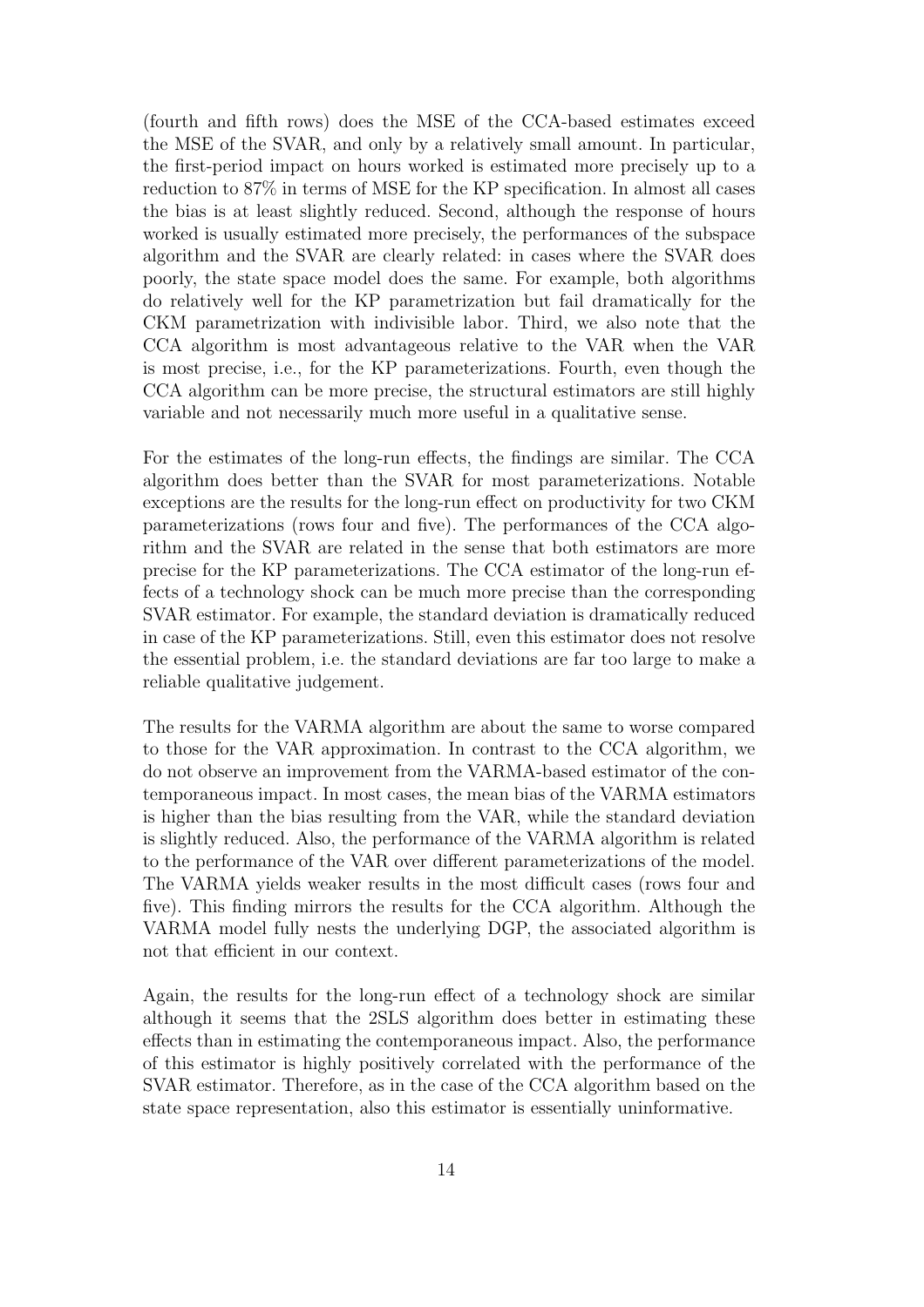(fourth and fifth rows) does the MSE of the CCA-based estimates exceed the MSE of the SVAR, and only by a relatively small amount. In particular, the first-period impact on hours worked is estimated more precisely up to a reduction to 87% in terms of MSE for the KP specification. In almost all cases the bias is at least slightly reduced. Second, although the response of hours worked is usually estimated more precisely, the performances of the subspace algorithm and the SVAR are clearly related: in cases where the SVAR does poorly, the state space model does the same. For example, both algorithms do relatively well for the KP parametrization but fail dramatically for the CKM parametrization with indivisible labor. Third, we also note that the CCA algorithm is most advantageous relative to the VAR when the VAR is most precise, i.e., for the KP parameterizations. Fourth, even though the CCA algorithm can be more precise, the structural estimators are still highly variable and not necessarily much more useful in a qualitative sense.

For the estimates of the long-run effects, the findings are similar. The CCA algorithm does better than the SVAR for most parameterizations. Notable exceptions are the results for the long-run effect on productivity for two CKM parameterizations (rows four and five). The performances of the CCA algorithm and the SVAR are related in the sense that both estimators are more precise for the KP parameterizations. The CCA estimator of the long-run effects of a technology shock can be much more precise than the corresponding SVAR estimator. For example, the standard deviation is dramatically reduced in case of the KP parameterizations. Still, even this estimator does not resolve the essential problem, i.e. the standard deviations are far too large to make a reliable qualitative judgement.

The results for the VARMA algorithm are about the same to worse compared to those for the VAR approximation. In contrast to the CCA algorithm, we do not observe an improvement from the VARMA-based estimator of the contemporaneous impact. In most cases, the mean bias of the VARMA estimators is higher than the bias resulting from the VAR, while the standard deviation is slightly reduced. Also, the performance of the VARMA algorithm is related to the performance of the VAR over different parameterizations of the model. The VARMA yields weaker results in the most difficult cases (rows four and five). This finding mirrors the results for the CCA algorithm. Although the VARMA model fully nests the underlying DGP, the associated algorithm is not that efficient in our context.

Again, the results for the long-run effect of a technology shock are similar although it seems that the 2SLS algorithm does better in estimating these effects than in estimating the contemporaneous impact. Also, the performance of this estimator is highly positively correlated with the performance of the SVAR estimator. Therefore, as in the case of the CCA algorithm based on the state space representation, also this estimator is essentially uninformative.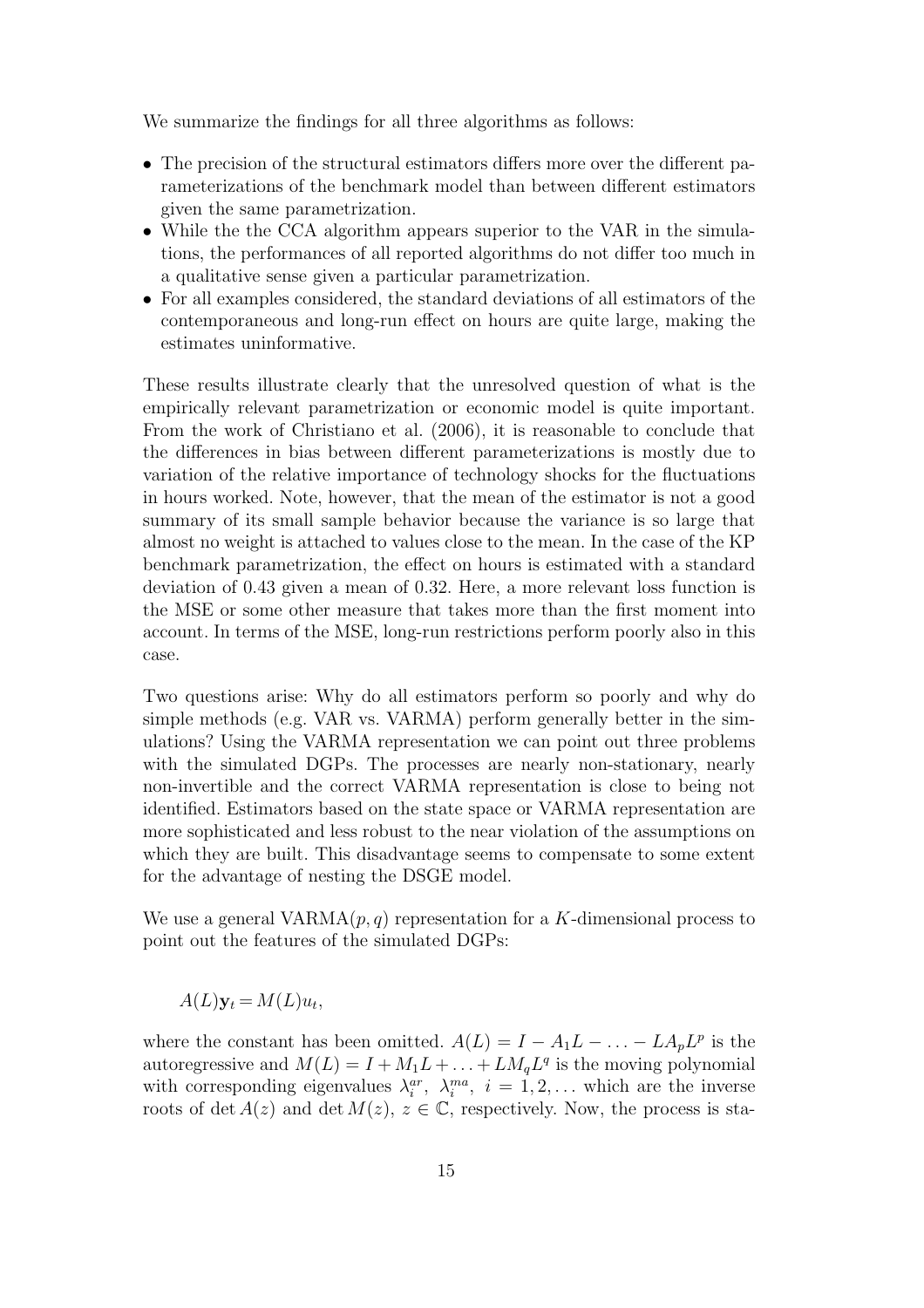We summarize the findings for all three algorithms as follows:

- The precision of the structural estimators differs more over the different parameterizations of the benchmark model than between different estimators given the same parametrization.
- While the the CCA algorithm appears superior to the VAR in the simulations, the performances of all reported algorithms do not differ too much in a qualitative sense given a particular parametrization.
- For all examples considered, the standard deviations of all estimators of the contemporaneous and long-run effect on hours are quite large, making the estimates uninformative.

These results illustrate clearly that the unresolved question of what is the empirically relevant parametrization or economic model is quite important. From the work of Christiano et al. (2006), it is reasonable to conclude that the differences in bias between different parameterizations is mostly due to variation of the relative importance of technology shocks for the fluctuations in hours worked. Note, however, that the mean of the estimator is not a good summary of its small sample behavior because the variance is so large that almost no weight is attached to values close to the mean. In the case of the KP benchmark parametrization, the effect on hours is estimated with a standard deviation of 0.43 given a mean of 0.32. Here, a more relevant loss function is the MSE or some other measure that takes more than the first moment into account. In terms of the MSE, long-run restrictions perform poorly also in this case.

Two questions arise: Why do all estimators perform so poorly and why do simple methods (e.g. VAR vs. VARMA) perform generally better in the simulations? Using the VARMA representation we can point out three problems with the simulated DGPs. The processes are nearly non-stationary, nearly non-invertible and the correct VARMA representation is close to being not identified. Estimators based on the state space or VARMA representation are more sophisticated and less robust to the near violation of the assumptions on which they are built. This disadvantage seems to compensate to some extent for the advantage of nesting the DSGE model.

We use a general VARMA$(p, q)$ representation for a $K$-dimensional process to point out the features of the simulated DGPs:

$$A(L)\mathbf{y}_t = M(L)u_t,$$

where the constant has been omitted. $A(L) = I - A_1 L - \ldots - LA_p L^p$ is the autoregressive and $M(L) = I + M_1 L + \ldots + LM_q L^q$ is the moving polynomial with corresponding eigenvalues $\lambda_i^{ar}$, $\lambda_i^{ma}$, $i = 1, 2, \ldots$ which are the inverse roots of $\det A(z)$ and $\det M(z)$, $z \in \mathbb{C}$, respectively. Now, the process is sta-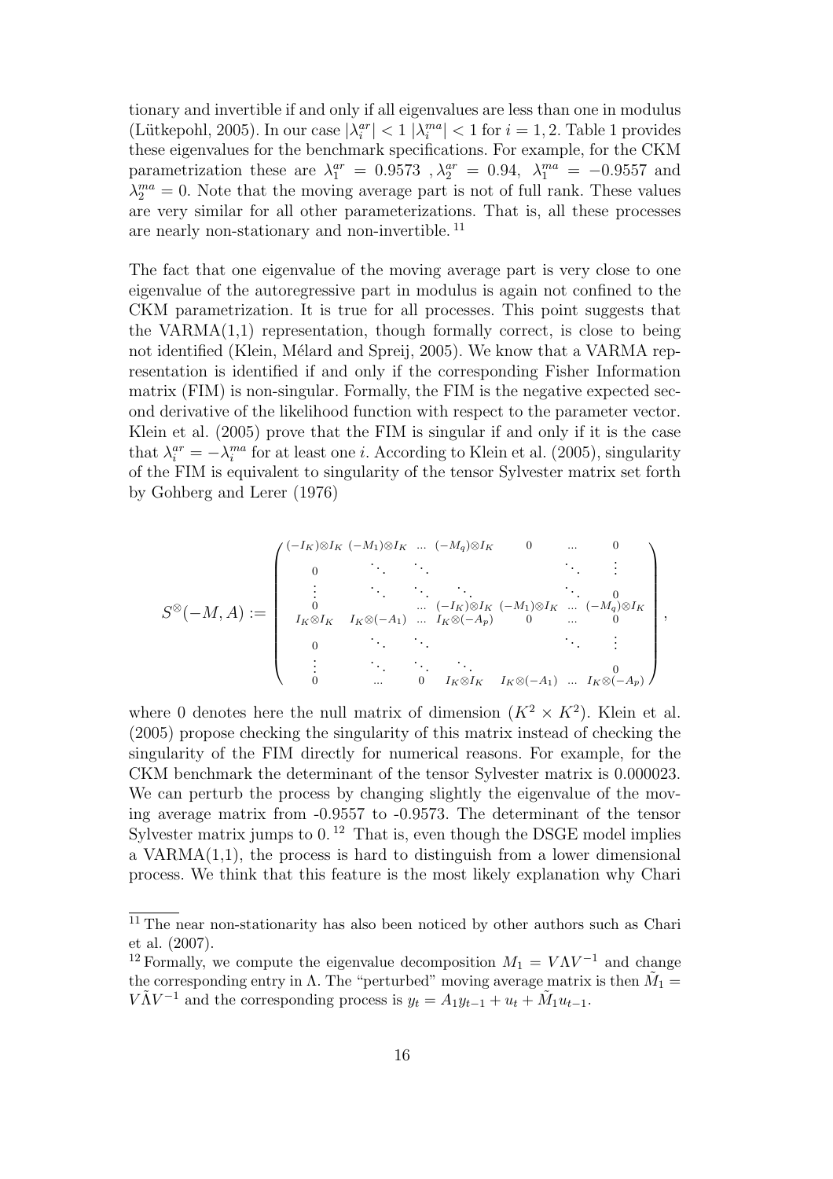tionary and invertible if and only if all eigenvalues are less than one in modulus (Lütkepohl, 2005). In our case $|\lambda_i^{ar}| < 1$ $|\lambda_i^{ma}| < 1$ for $i = 1, 2$. Table 1 provides these eigenvalues for the benchmark specifications. For example, for the CKM parametrization these are $\lambda_1^{ar} = 0.9573$ , $\lambda_2^{ar} = 0.94$, $\lambda_1^{ma} = -0.9557$ and $\lambda_2^{ma} = 0$. Note that the moving average part is not of full rank. These values are very similar for all other parameterizations. That is, all these processes are nearly non-stationary and non-invertible.[11]

The fact that one eigenvalue of the moving average part is very close to one eigenvalue of the autoregressive part in modulus is again not confined to the CKM parametrization. It is true for all processes. This point suggests that the VARMA(1,1) representation, though formally correct, is close to being not identified (Klein, Mélard and Spreij, 2005). We know that a VARMA representation is identified if and only if the corresponding Fisher Information matrix (FIM) is non-singular. Formally, the FIM is the negative expected second derivative of the likelihood function with respect to the parameter vector. Klein et al. (2005) prove that the FIM is singular if and only if it is the case that $\lambda_i^{ar} = -\lambda_i^{ma}$ for at least one $i$. According to Klein et al. (2005), singularity of the FIM is equivalent to singularity of the tensor Sylvester matrix set forth by Gohberg and Lerer (1976)

$$
S^{\otimes}(-M, A) := \begin{pmatrix}
(-I_K)\otimes I_K & (-M_1)\otimes I_K & \dots & (-M_q)\otimes I_K & 0 & \dots & 0 \\
0 & \ddots & \ddots & & & \ddots & \vdots \\
\vdots & \ddots & \ddots & \ddots & & \ddots & 0 \\
0 & & \dots & (-I_K)\otimes I_K & (-M_1)\otimes I_K & \dots & (-M_q)\otimes I_K \\
I_K\otimes I_K & I_K\otimes(-A_1) & \dots & I_K\otimes(-A_p) & 0 & \dots & 0 \\
0 & \ddots & \ddots & & & \ddots & \vdots \\
\vdots & \ddots & \ddots & \ddots & & & 0 \\
0 & \dots & 0 & I_K\otimes I_K & I_K\otimes(-A_1) & \dots & I_K\otimes(-A_p)
\end{pmatrix},
$$

where 0 denotes here the null matrix of dimension $(K^2 \times K^2)$. Klein et al. (2005) propose checking the singularity of this matrix instead of checking the singularity of the FIM directly for numerical reasons. For example, for the CKM benchmark the determinant of the tensor Sylvester matrix is 0.000023. We can perturb the process by changing slightly the eigenvalue of the moving average matrix from -0.9557 to -0.9573. The determinant of the tensor Sylvester matrix jumps to 0.[12] That is, even though the DSGE model implies a VARMA(1,1), the process is hard to distinguish from a lower dimensional process. We think that this feature is the most likely explanation why Chari

---

[11] The near non-stationarity has also been noticed by other authors such as Chari et al. (2007).

[12] Formally, we compute the eigenvalue decomposition $M_1 = V\Lambda V^{-1}$ and change the corresponding entry in $\Lambda$. The "perturbed" moving average matrix is then $\tilde{M}_1 = V\tilde{\Lambda}V^{-1}$ and the corresponding process is $y_t = A_1 y_{t-1} + u_t + \tilde{M}_1 u_{t-1}$.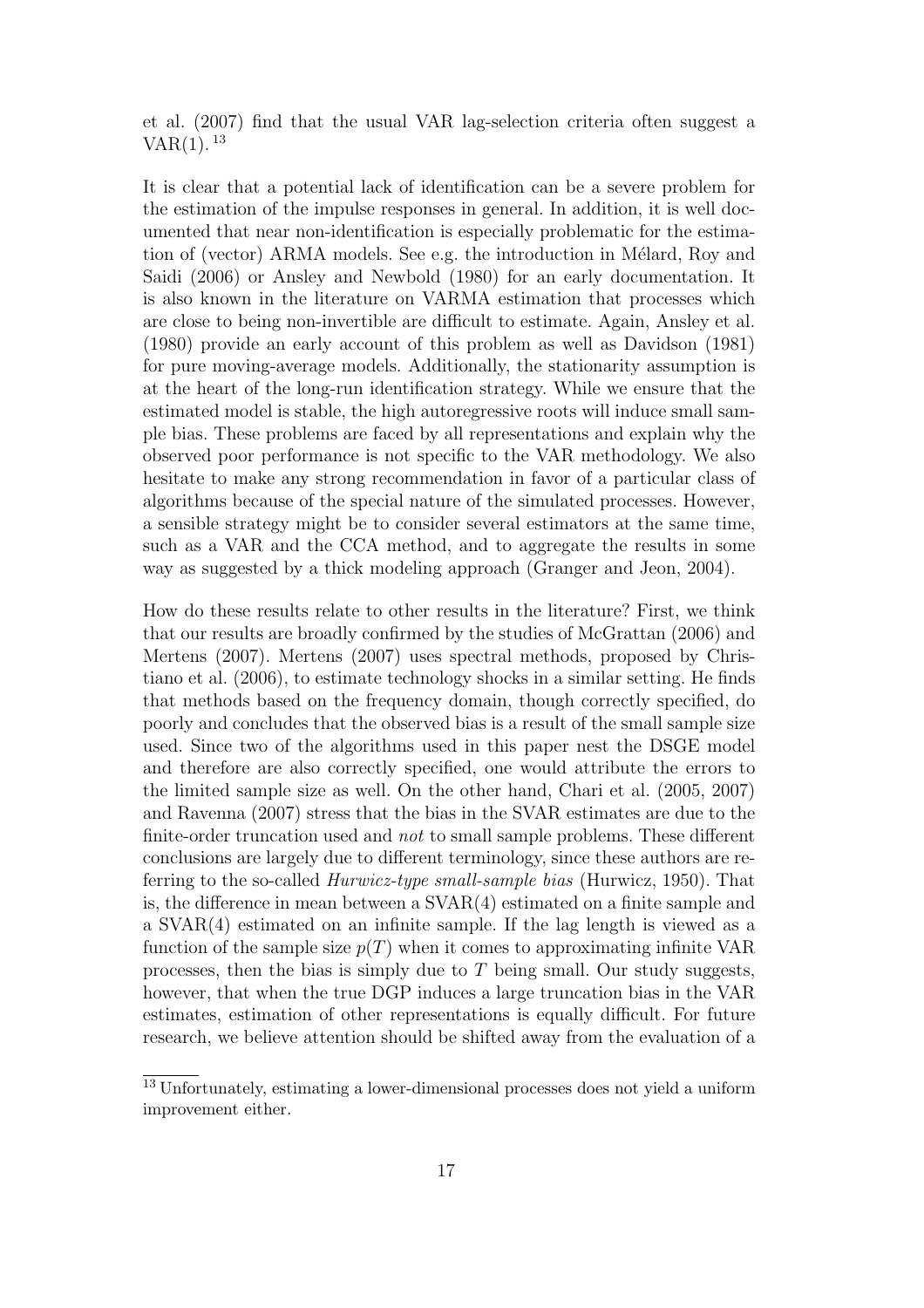et al. (2007) find that the usual VAR lag-selection criteria often suggest a VAR(1).[13]

It is clear that a potential lack of identification can be a severe problem for the estimation of the impulse responses in general. In addition, it is well documented that near non-identification is especially problematic for the estimation of (vector) ARMA models. See e.g. the introduction in Mélard, Roy and Saidi (2006) or Ansley and Newbold (1980) for an early documentation. It is also known in the literature on VARMA estimation that processes which are close to being non-invertible are difficult to estimate. Again, Ansley et al. (1980) provide an early account of this problem as well as Davidson (1981) for pure moving-average models. Additionally, the stationarity assumption is at the heart of the long-run identification strategy. While we ensure that the estimated model is stable, the high autoregressive roots will induce small sample bias. These problems are faced by all representations and explain why the observed poor performance is not specific to the VAR methodology. We also hesitate to make any strong recommendation in favor of a particular class of algorithms because of the special nature of the simulated processes. However, a sensible strategy might be to consider several estimators at the same time, such as a VAR and the CCA method, and to aggregate the results in some way as suggested by a thick modeling approach (Granger and Jeon, 2004).

How do these results relate to other results in the literature? First, we think that our results are broadly confirmed by the studies of McGrattan (2006) and Mertens (2007). Mertens (2007) uses spectral methods, proposed by Christiano et al. (2006), to estimate technology shocks in a similar setting. He finds that methods based on the frequency domain, though correctly specified, do poorly and concludes that the observed bias is a result of the small sample size used. Since two of the algorithms used in this paper nest the DSGE model and therefore are also correctly specified, one would attribute the errors to the limited sample size as well. On the other hand, Chari et al. (2005, 2007) and Ravenna (2007) stress that the bias in the SVAR estimates are due to the finite-order truncation used and *not* to small sample problems. These different conclusions are largely due to different terminology, since these authors are referring to the so-called *Hurwicz-type small-sample bias* (Hurwicz, 1950). That is, the difference in mean between a SVAR(4) estimated on a finite sample and a SVAR(4) estimated on an infinite sample. If the lag length is viewed as a function of the sample size $p(T)$ when it comes to approximating infinite VAR processes, then the bias is simply due to $T$ being small. Our study suggests, however, that when the true DGP induces a large truncation bias in the VAR estimates, estimation of other representations is equally difficult. For future research, we believe attention should be shifted away from the evaluation of a

[13] Unfortunately, estimating a lower-dimensional processes does not yield a uniform improvement either.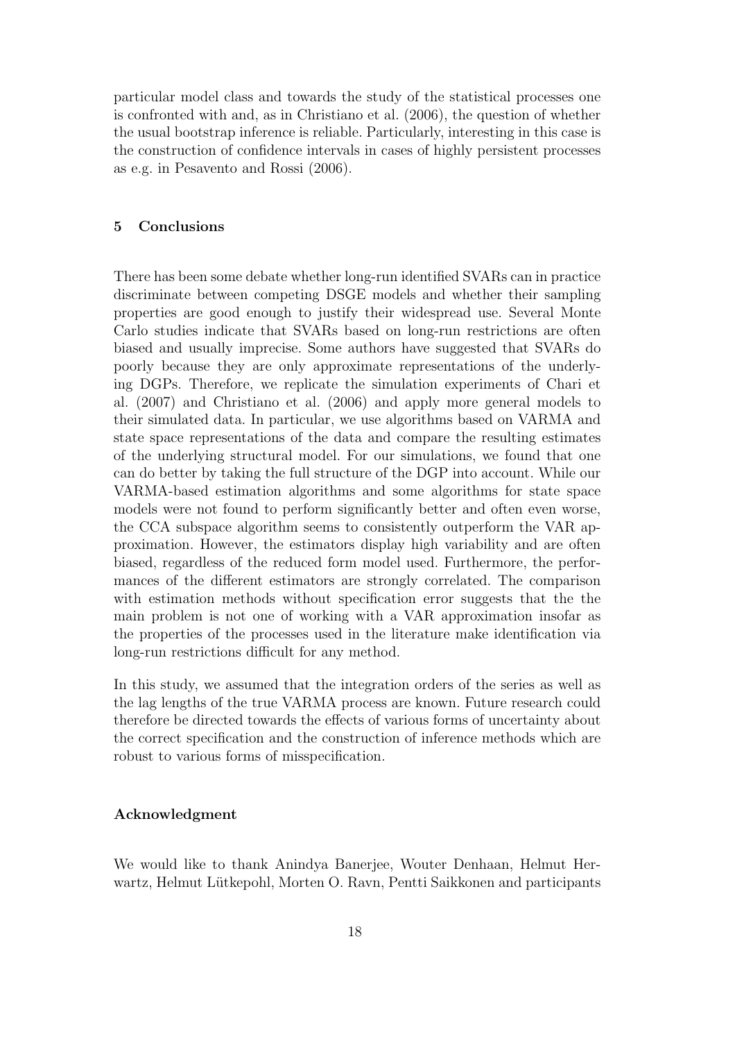particular model class and towards the study of the statistical processes one is confronted with and, as in Christiano et al. (2006), the question of whether the usual bootstrap inference is reliable. Particularly, interesting in this case is the construction of confidence intervals in cases of highly persistent processes as e.g. in Pesavento and Rossi (2006).

## 5 Conclusions

There has been some debate whether long-run identified SVARs can in practice discriminate between competing DSGE models and whether their sampling properties are good enough to justify their widespread use. Several Monte Carlo studies indicate that SVARs based on long-run restrictions are often biased and usually imprecise. Some authors have suggested that SVARs do poorly because they are only approximate representations of the underlying DGPs. Therefore, we replicate the simulation experiments of Chari et al. (2007) and Christiano et al. (2006) and apply more general models to their simulated data. In particular, we use algorithms based on VARMA and state space representations of the data and compare the resulting estimates of the underlying structural model. For our simulations, we found that one can do better by taking the full structure of the DGP into account. While our VARMA-based estimation algorithms and some algorithms for state space models were not found to perform significantly better and often even worse, the CCA subspace algorithm seems to consistently outperform the VAR approximation. However, the estimators display high variability and are often biased, regardless of the reduced form model used. Furthermore, the performances of the different estimators are strongly correlated. The comparison with estimation methods without specification error suggests that the the main problem is not one of working with a VAR approximation insofar as the properties of the processes used in the literature make identification via long-run restrictions difficult for any method.

In this study, we assumed that the integration orders of the series as well as the lag lengths of the true VARMA process are known. Future research could therefore be directed towards the effects of various forms of uncertainty about the correct specification and the construction of inference methods which are robust to various forms of misspecification.

### Acknowledgment

We would like to thank Anindya Banerjee, Wouter Denhaan, Helmut Herwartz, Helmut Lütkepohl, Morten O. Ravn, Pentti Saikkonen and participants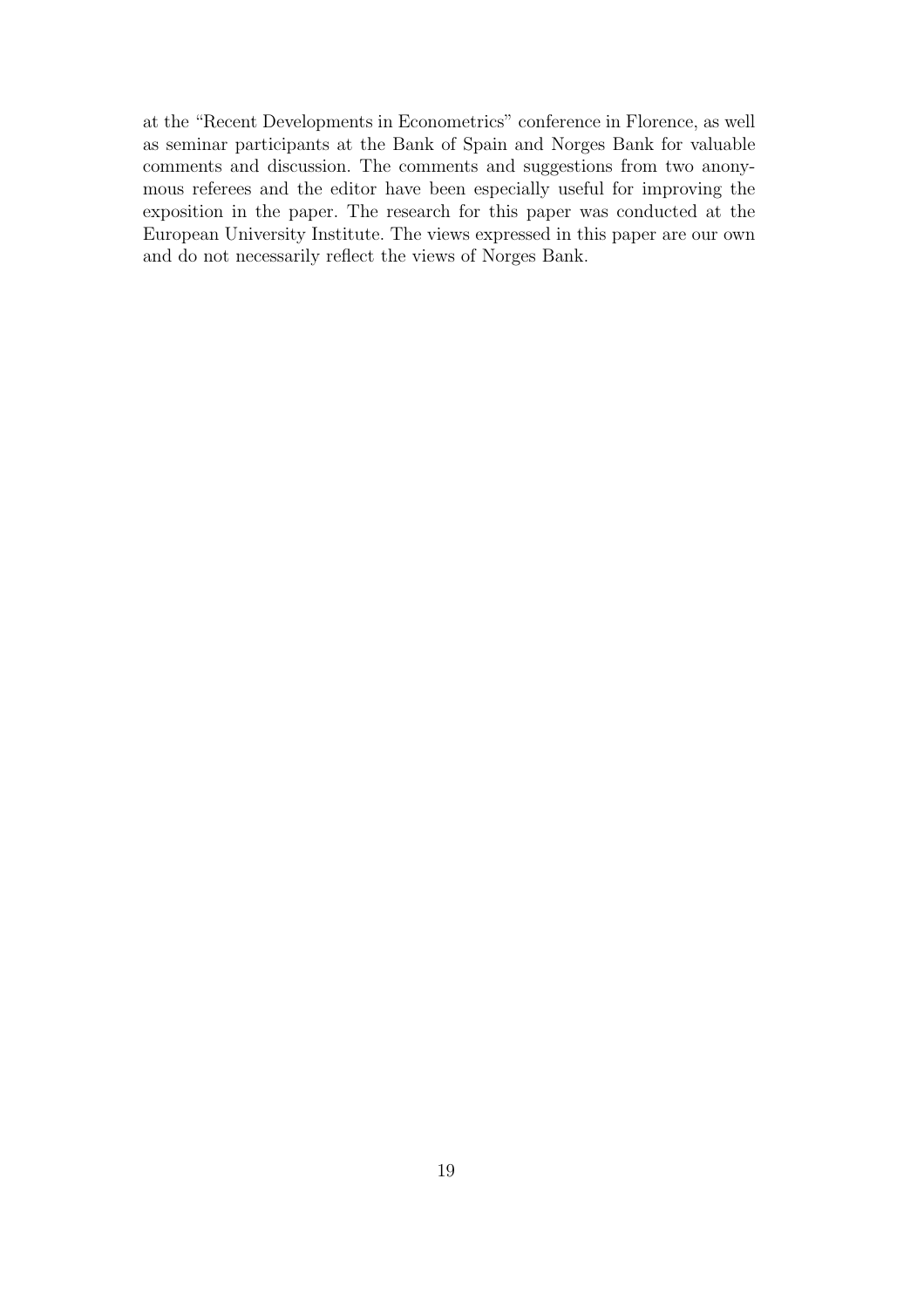at the "Recent Developments in Econometrics" conference in Florence, as well as seminar participants at the Bank of Spain and Norges Bank for valuable comments and discussion. The comments and suggestions from two anonymous referees and the editor have been especially useful for improving the exposition in the paper. The research for this paper was conducted at the European University Institute. The views expressed in this paper are our own and do not necessarily reflect the views of Norges Bank.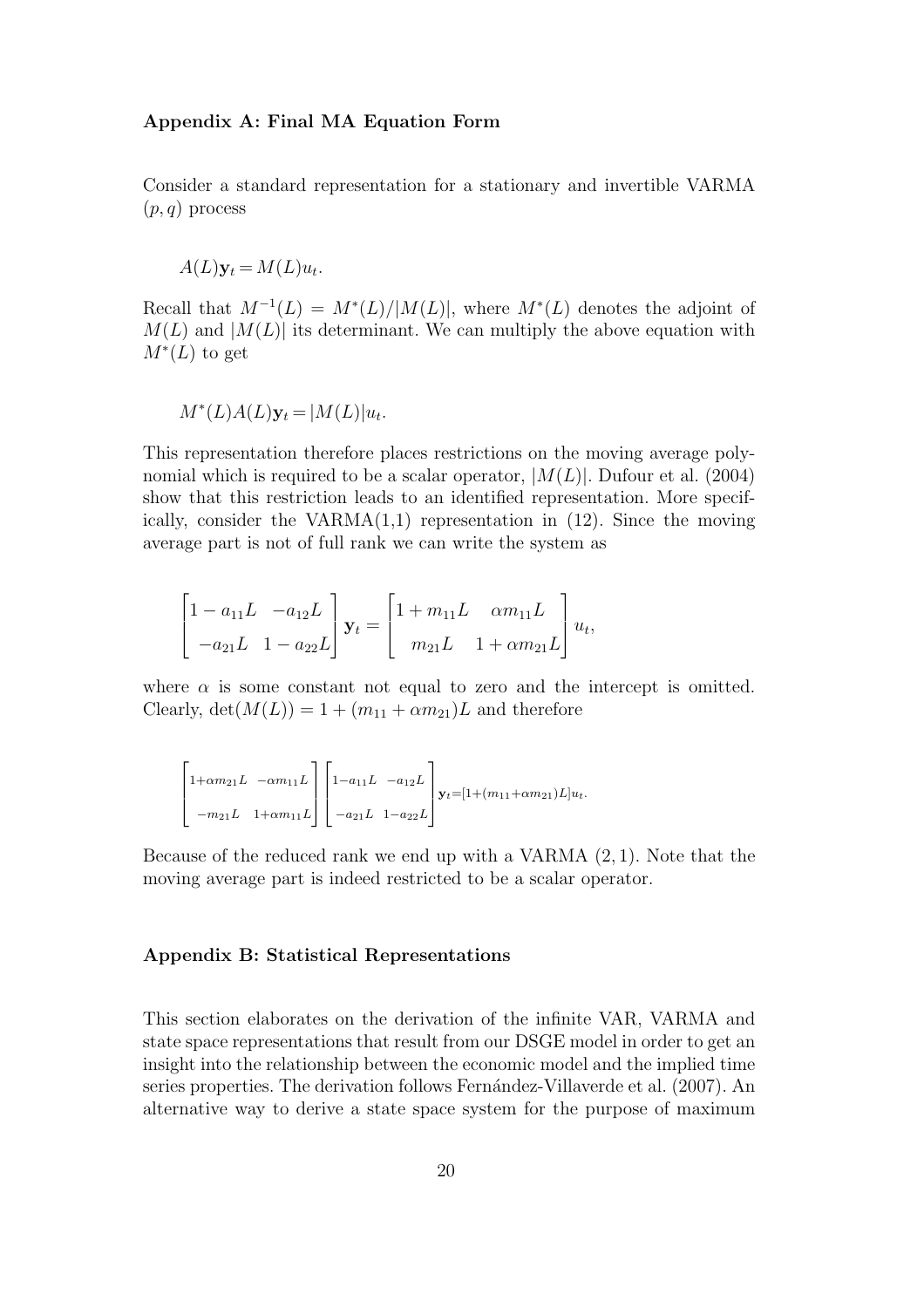### Appendix A: Final MA Equation Form

Consider a standard representation for a stationary and invertible VARMA $(p, q)$ process

$$A(L)\mathbf{y}_t = M(L)u_t.$$

Recall that $M^{-1}(L) = M^*(L)/|M(L)|$, where $M^*(L)$ denotes the adjoint of $M(L)$ and $|M(L)|$ its determinant. We can multiply the above equation with $M^*(L)$ to get

$$M^*(L)A(L)\mathbf{y}_t = |M(L)|u_t.$$

This representation therefore places restrictions on the moving average polynomial which is required to be a scalar operator, $|M(L)|$. Dufour et al. (2004) show that this restriction leads to an identified representation. More specifically, consider the VARMA(1,1) representation in (12). Since the moving average part is not of full rank we can write the system as

$$\begin{bmatrix} 1 - a_{11}L & -a_{12}L \\ -a_{21}L & 1 - a_{22}L \end{bmatrix} \mathbf{y}_t = \begin{bmatrix} 1 + m_{11}L & \alpha m_{11}L \\ m_{21}L & 1 + \alpha m_{21}L \end{bmatrix} u_t,$$

where $\alpha$ is some constant not equal to zero and the intercept is omitted. Clearly, $\det(M(L)) = 1 + (m_{11} + \alpha m_{21})L$ and therefore

$$\begin{bmatrix} 1+\alpha m_{21}L & -\alpha m_{11}L \\ -m_{21}L & 1+\alpha m_{11}L \end{bmatrix} \begin{bmatrix} 1-a_{11}L & -a_{12}L \\ -a_{21}L & 1-a_{22}L \end{bmatrix} \mathbf{y}_t = [1+(m_{11}+\alpha m_{21})L]u_t.$$

Because of the reduced rank we end up with a VARMA $(2, 1)$. Note that the moving average part is indeed restricted to be a scalar operator.

### Appendix B: Statistical Representations

This section elaborates on the derivation of the infinite VAR, VARMA and state space representations that result from our DSGE model in order to get an insight into the relationship between the economic model and the implied time series properties. The derivation follows Fernández-Villaverde et al. (2007). An alternative way to derive a state space system for the purpose of maximum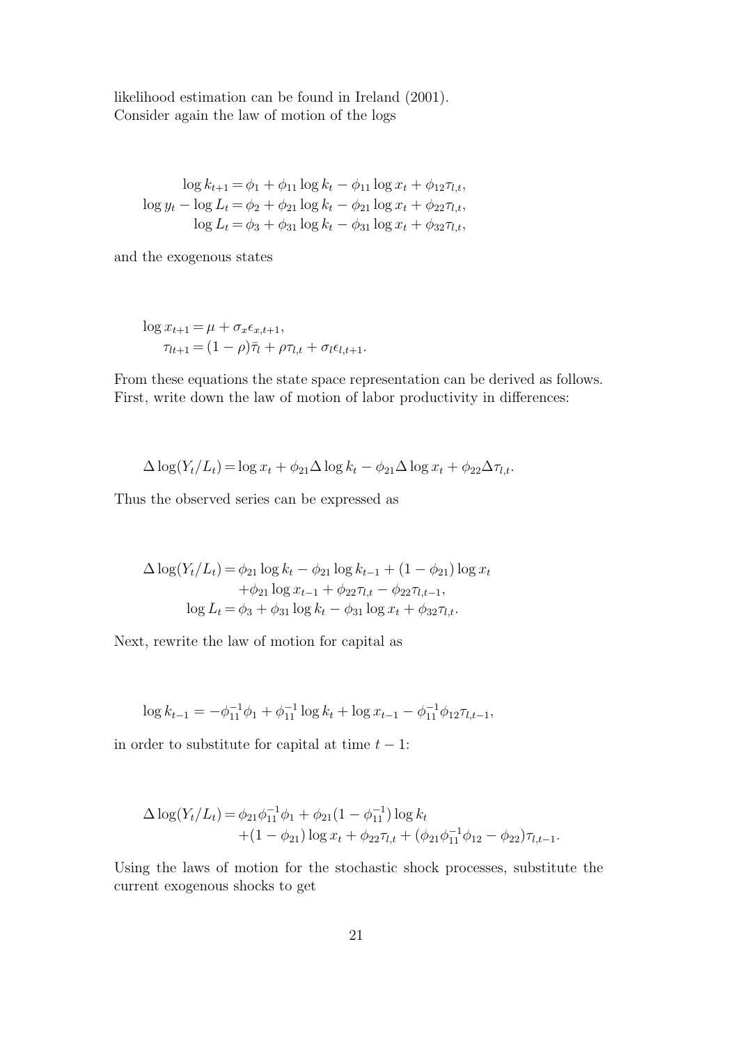likelihood estimation can be found in Ireland (2001).
Consider again the law of motion of the logs

$$
\begin{aligned}
\log k_{t+1} &= \phi_1 + \phi_{11} \log k_t - \phi_{11} \log x_t + \phi_{12} \tau_{l,t}, \\
\log y_t - \log L_t &= \phi_2 + \phi_{21} \log k_t - \phi_{21} \log x_t + \phi_{22} \tau_{l,t}, \\
\log L_t &= \phi_3 + \phi_{31} \log k_t - \phi_{31} \log x_t + \phi_{32} \tau_{l,t},
\end{aligned}
$$

and the exogenous states

$$
\begin{aligned}
\log x_{t+1} &= \mu + \sigma_x \epsilon_{x,t+1}, \\
\tau_{lt+1} &= (1-\rho)\bar{\tau}_l + \rho \tau_{l,t} + \sigma_l \epsilon_{l,t+1}.
\end{aligned}
$$

From these equations the state space representation can be derived as follows. First, write down the law of motion of labor productivity in differences:

$$
\Delta \log(Y_t/L_t) = \log x_t + \phi_{21} \Delta \log k_t - \phi_{21} \Delta \log x_t + \phi_{22} \Delta \tau_{l,t}.
$$

Thus the observed series can be expressed as

$$
\begin{aligned}
\Delta \log(Y_t/L_t) &= \phi_{21} \log k_t - \phi_{21} \log k_{t-1} + (1-\phi_{21}) \log x_t \\
&\quad + \phi_{21} \log x_{t-1} + \phi_{22} \tau_{l,t} - \phi_{22} \tau_{l,t-1}, \\
\log L_t &= \phi_3 + \phi_{31} \log k_t - \phi_{31} \log x_t + \phi_{32} \tau_{l,t}.
\end{aligned}
$$

Next, rewrite the law of motion for capital as

$$
\log k_{t-1} = -\phi_{11}^{-1} \phi_1 + \phi_{11}^{-1} \log k_t + \log x_{t-1} - \phi_{11}^{-1} \phi_{12} \tau_{l,t-1},
$$

in order to substitute for capital at time $t-1$:

$$
\begin{aligned}
\Delta \log(Y_t/L_t) &= \phi_{21} \phi_{11}^{-1} \phi_1 + \phi_{21}(1-\phi_{11}^{-1}) \log k_t \\
&\quad + (1-\phi_{21}) \log x_t + \phi_{22} \tau_{l,t} + (\phi_{21} \phi_{11}^{-1} \phi_{12} - \phi_{22}) \tau_{l,t-1}.
\end{aligned}
$$

Using the laws of motion for the stochastic shock processes, substitute the current exogenous shocks to get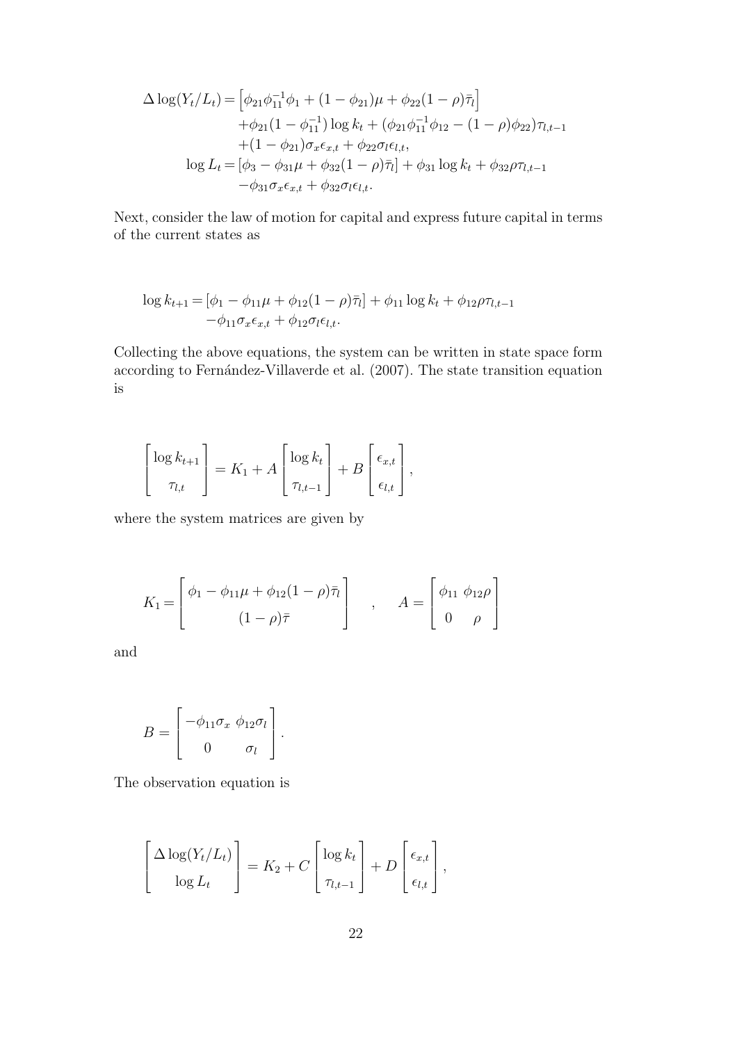$$
\begin{aligned}
\Delta \log(Y_t/L_t) = & \left[\phi_{21}\phi_{11}^{-1}\phi_1 + (1-\phi_{21})\mu + \phi_{22}(1-\rho)\bar{\tau}_l\right] \\
& + \phi_{21}(1-\phi_{11}^{-1}) \log k_t + (\phi_{21}\phi_{11}^{-1}\phi_{12} - (1-\rho)\phi_{22})\tau_{l,t-1} \\
& + (1-\phi_{21})\sigma_x \epsilon_{x,t} + \phi_{22}\sigma_l \epsilon_{l,t}, \\
\log L_t = & \left[\phi_3 - \phi_{31}\mu + \phi_{32}(1-\rho)\bar{\tau}_l\right] + \phi_{31} \log k_t + \phi_{32}\rho\tau_{l,t-1} \\
& - \phi_{31}\sigma_x \epsilon_{x,t} + \phi_{32}\sigma_l \epsilon_{l,t}.
\end{aligned}
$$

Next, consider the law of motion for capital and express future capital in terms of the current states as

$$
\begin{aligned}
\log k_{t+1} = & \left[\phi_1 - \phi_{11}\mu + \phi_{12}(1-\rho)\bar{\tau}_l\right] + \phi_{11} \log k_t + \phi_{12}\rho\tau_{l,t-1} \\
& - \phi_{11}\sigma_x \epsilon_{x,t} + \phi_{12}\sigma_l \epsilon_{l,t}.
\end{aligned}
$$

Collecting the above equations, the system can be written in state space form according to Fernández-Villaverde et al. (2007). The state transition equation is

$$
\begin{bmatrix} \log k_{t+1} \\ \tau_{l,t} \end{bmatrix} = K_1 + A \begin{bmatrix} \log k_t \\ \tau_{l,t-1} \end{bmatrix} + B \begin{bmatrix} \epsilon_{x,t} \\ \epsilon_{l,t} \end{bmatrix},
$$

where the system matrices are given by

$$
K_1 = \begin{bmatrix} \phi_1 - \phi_{11}\mu + \phi_{12}(1-\rho)\bar{\tau}_l \\ (1-\rho)\bar{\tau} \end{bmatrix} \quad , \quad A = \begin{bmatrix} \phi_{11} & \phi_{12}\rho \\ 0 & \rho \end{bmatrix}
$$

and

$$
B = \begin{bmatrix} -\phi_{11}\sigma_x & \phi_{12}\sigma_l \\ 0 & \sigma_l \end{bmatrix}.
$$

The observation equation is

$$
\begin{bmatrix} \Delta \log(Y_t/L_t) \\ \log L_t \end{bmatrix} = K_2 + C \begin{bmatrix} \log k_t \\ \tau_{l,t-1} \end{bmatrix} + D \begin{bmatrix} \epsilon_{x,t} \\ \epsilon_{l,t} \end{bmatrix},
$$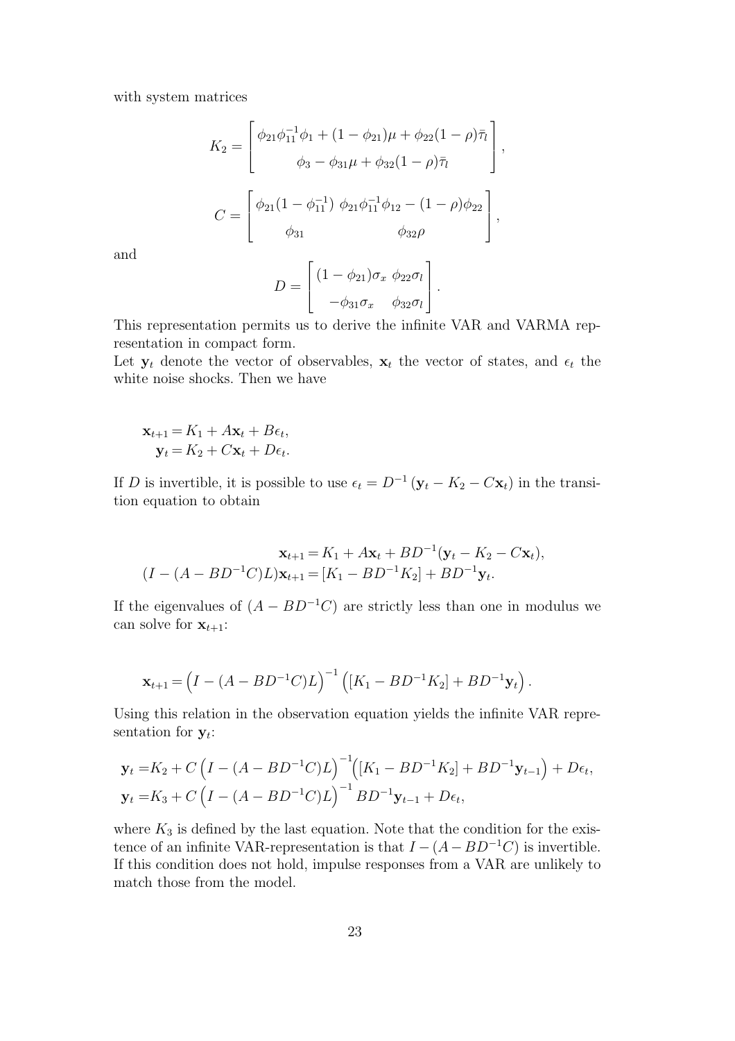with system matrices

$$K_2 = \begin{bmatrix} \phi_{21}\phi_{11}^{-1}\phi_1 + (1-\phi_{21})\mu + \phi_{22}(1-\rho)\bar{\tau}_l \\ \phi_3 - \phi_{31}\mu + \phi_{32}(1-\rho)\bar{\tau}_l \end{bmatrix},$$

$$C = \begin{bmatrix} \phi_{21}(1-\phi_{11}^{-1}) & \phi_{21}\phi_{11}^{-1}\phi_{12} - (1-\rho)\phi_{22} \\ \phi_{31} & \phi_{32}\rho \end{bmatrix},$$

and

$$D = \begin{bmatrix} (1-\phi_{21})\sigma_x & \phi_{22}\sigma_l \\ -\phi_{31}\sigma_x & \phi_{32}\sigma_l \end{bmatrix}.$$

This representation permits us to derive the infinite VAR and VARMA representation in compact form.

Let $\mathbf{y}_t$ denote the vector of observables, $\mathbf{x}_t$ the vector of states, and $\epsilon_t$ the white noise shocks. Then we have

$$\begin{aligned} \mathbf{x}_{t+1} &= K_1 + A\mathbf{x}_t + B\epsilon_t, \\ \mathbf{y}_t &= K_2 + C\mathbf{x}_t + D\epsilon_t. \end{aligned}$$

If $D$ is invertible, it is possible to use $\epsilon_t = D^{-1}(\mathbf{y}_t - K_2 - C\mathbf{x}_t)$ in the transition equation to obtain

$$\begin{aligned} \mathbf{x}_{t+1} &= K_1 + A\mathbf{x}_t + BD^{-1}(\mathbf{y}_t - K_2 - C\mathbf{x}_t), \\ (I - (A - BD^{-1}C)L)\mathbf{x}_{t+1} &= [K_1 - BD^{-1}K_2] + BD^{-1}\mathbf{y}_t. \end{aligned}$$

If the eigenvalues of $(A - BD^{-1}C)$ are strictly less than one in modulus we can solve for $\mathbf{x}_{t+1}$:

$$\mathbf{x}_{t+1} = \left(I - (A - BD^{-1}C)L\right)^{-1}\left([K_1 - BD^{-1}K_2] + BD^{-1}\mathbf{y}_t\right).$$

Using this relation in the observation equation yields the infinite VAR representation for $\mathbf{y}_t$:

$$\begin{aligned} \mathbf{y}_t &= K_2 + C\left(I - (A - BD^{-1}C)L\right)^{-1}\left([K_1 - BD^{-1}K_2] + BD^{-1}\mathbf{y}_{t-1}\right) + D\epsilon_t, \\ \mathbf{y}_t &= K_3 + C\left(I - (A - BD^{-1}C)L\right)^{-1}BD^{-1}\mathbf{y}_{t-1} + D\epsilon_t, \end{aligned}$$

where $K_3$ is defined by the last equation. Note that the condition for the existence of an infinite VAR-representation is that $I - (A - BD^{-1}C)$ is invertible. If this condition does not hold, impulse responses from a VAR are unlikely to match those from the model.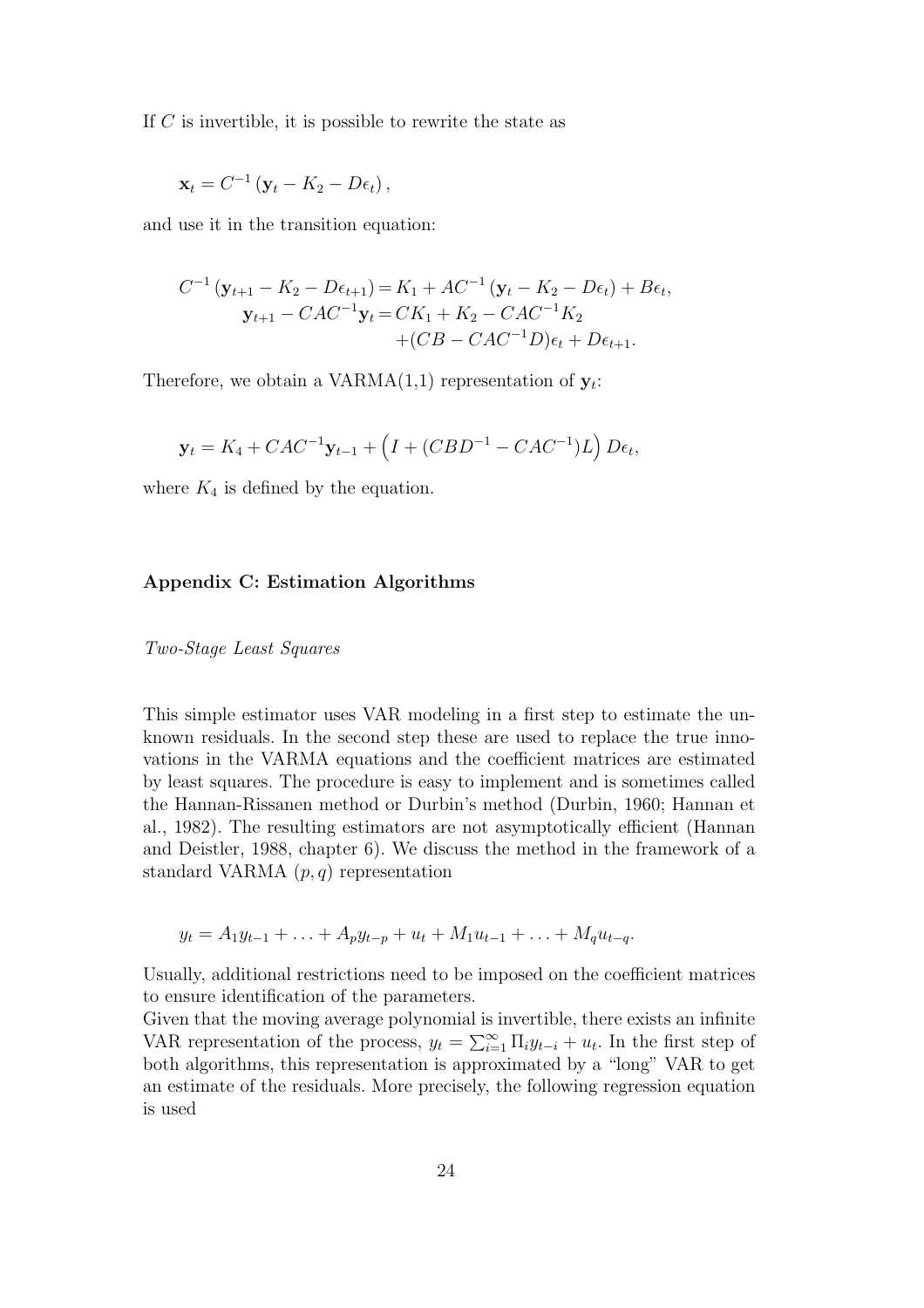If $C$ is invertible, it is possible to rewrite the state as

$$\mathbf{x}_t = C^{-1}\left(\mathbf{y}_t - K_2 - D\epsilon_t\right),$$

and use it in the transition equation:

$$\begin{aligned}
C^{-1}\left(\mathbf{y}_{t+1} - K_2 - D\epsilon_{t+1}\right) &= K_1 + AC^{-1}\left(\mathbf{y}_t - K_2 - D\epsilon_t\right) + B\epsilon_t, \\
\mathbf{y}_{t+1} - CAC^{-1}\mathbf{y}_t &= CK_1 + K_2 - CAC^{-1}K_2 \\
&\quad + (CB - CAC^{-1}D)\epsilon_t + D\epsilon_{t+1}.
\end{aligned}$$

Therefore, we obtain a VARMA(1,1) representation of $\mathbf{y}_t$:

$$\mathbf{y}_t = K_4 + CAC^{-1}\mathbf{y}_{t-1} + \left(I + (CBD^{-1} - CAC^{-1})L\right)D\epsilon_t,$$

where $K_4$ is defined by the equation.

### Appendix C: Estimation Algorithms

*Two-Stage Least Squares*

This simple estimator uses VAR modeling in a first step to estimate the unknown residuals. In the second step these are used to replace the true innovations in the VARMA equations and the coefficient matrices are estimated by least squares. The procedure is easy to implement and is sometimes called the Hannan-Rissanen method or Durbin's method (Durbin, 1960; Hannan et al., 1982). The resulting estimators are not asymptotically efficient (Hannan and Deistler, 1988, chapter 6). We discuss the method in the framework of a standard VARMA $(p, q)$ representation

$$y_t = A_1 y_{t-1} + \ldots + A_p y_{t-p} + u_t + M_1 u_{t-1} + \ldots + M_q u_{t-q}.$$

Usually, additional restrictions need to be imposed on the coefficient matrices to ensure identification of the parameters.
Given that the moving average polynomial is invertible, there exists an infinite VAR representation of the process, $y_t = \sum_{i=1}^{\infty} \Pi_i y_{t-i} + u_t$. In the first step of both algorithms, this representation is approximated by a "long" VAR to get an estimate of the residuals. More precisely, the following regression equation is used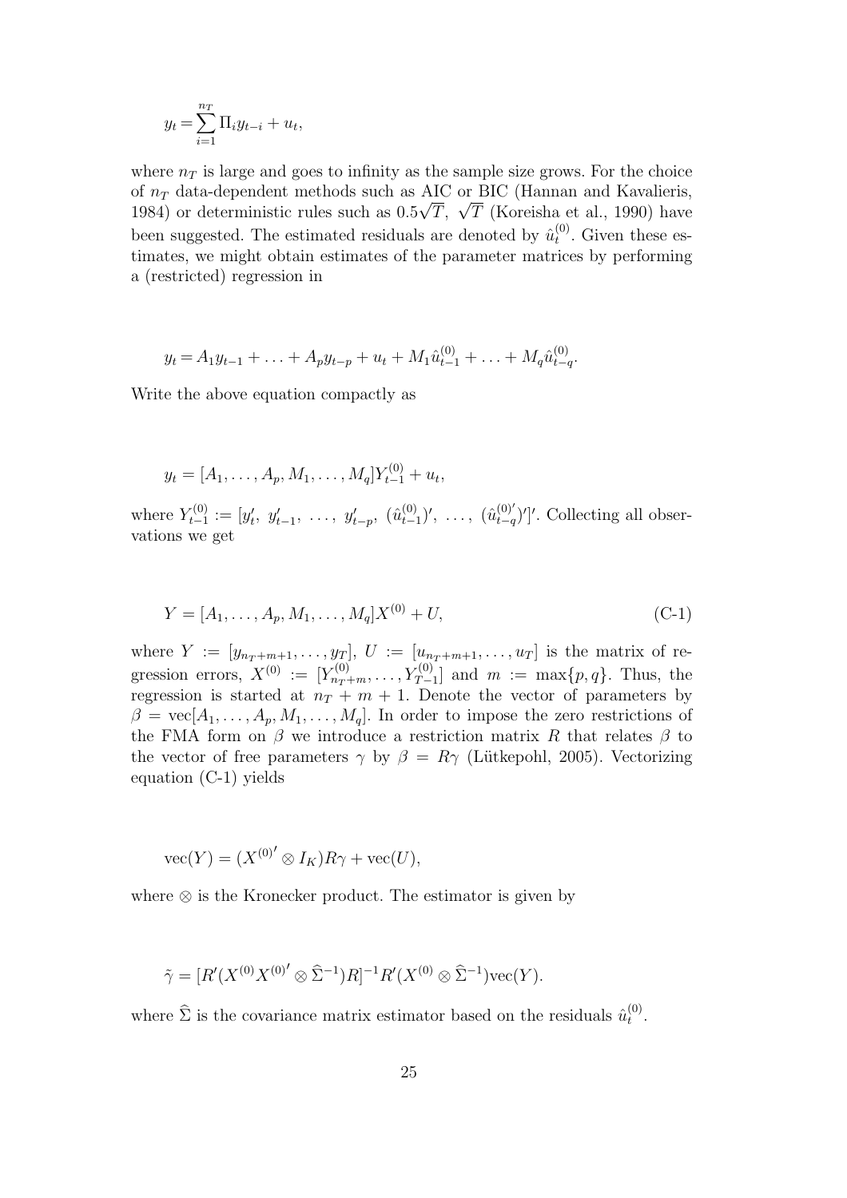$$y_t = \sum_{i=1}^{n_T} \Pi_i y_{t-i} + u_t,$$

where $n_T$ is large and goes to infinity as the sample size grows. For the choice of $n_T$ data-dependent methods such as AIC or BIC (Hannan and Kavalieris, 1984) or deterministic rules such as $0.5\sqrt{T}$, $\sqrt{T}$ (Koreisha et al., 1990) have been suggested. The estimated residuals are denoted by $\hat{u}_t^{(0)}$. Given these estimates, we might obtain estimates of the parameter matrices by performing a (restricted) regression in

$$y_t = A_1 y_{t-1} + \ldots + A_p y_{t-p} + u_t + M_1 \hat{u}_{t-1}^{(0)} + \ldots + M_q \hat{u}_{t-q}^{(0)}.$$

Write the above equation compactly as

$$y_t = [A_1, \ldots, A_p, M_1, \ldots, M_q] Y_{t-1}^{(0)} + u_t,$$

where $Y_{t-1}^{(0)} := [y_t',\ y_{t-1}',\ \ldots,\ y_{t-p}',\ (\hat{u}_{t-1}^{(0)})',\ \ldots,\ (\hat{u}_{t-q}^{(0)'})']'$. Collecting all observations we get

$$Y = [A_1, \ldots, A_p, M_1, \ldots, M_q] X^{(0)} + U, \tag{C-1}$$

where $Y := [y_{n_T+m+1}, \ldots, y_T]$, $U := [u_{n_T+m+1}, \ldots, u_T]$ is the matrix of regression errors, $X^{(0)} := [Y_{n_T+m}^{(0)}, \ldots, Y_{T-1}^{(0)}]$ and $m := \max\{p, q\}$. Thus, the regression is started at $n_T + m + 1$. Denote the vector of parameters by $\beta = \text{vec}[A_1, \ldots, A_p, M_1, \ldots, M_q]$. In order to impose the zero restrictions of the FMA form on $\beta$ we introduce a restriction matrix $R$ that relates $\beta$ to the vector of free parameters $\gamma$ by $\beta = R\gamma$ (Lütkepohl, 2005). Vectorizing equation (C-1) yields

$$\text{vec}(Y) = (X^{(0)'} \otimes I_K) R\gamma + \text{vec}(U),$$

where $\otimes$ is the Kronecker product. The estimator is given by

$$\tilde{\gamma} = [R'(X^{(0)} X^{(0)'} \otimes \widehat{\Sigma}^{-1}) R]^{-1} R'(X^{(0)} \otimes \widehat{\Sigma}^{-1}) \text{vec}(Y).$$

where $\widehat{\Sigma}$ is the covariance matrix estimator based on the residuals $\hat{u}_t^{(0)}$.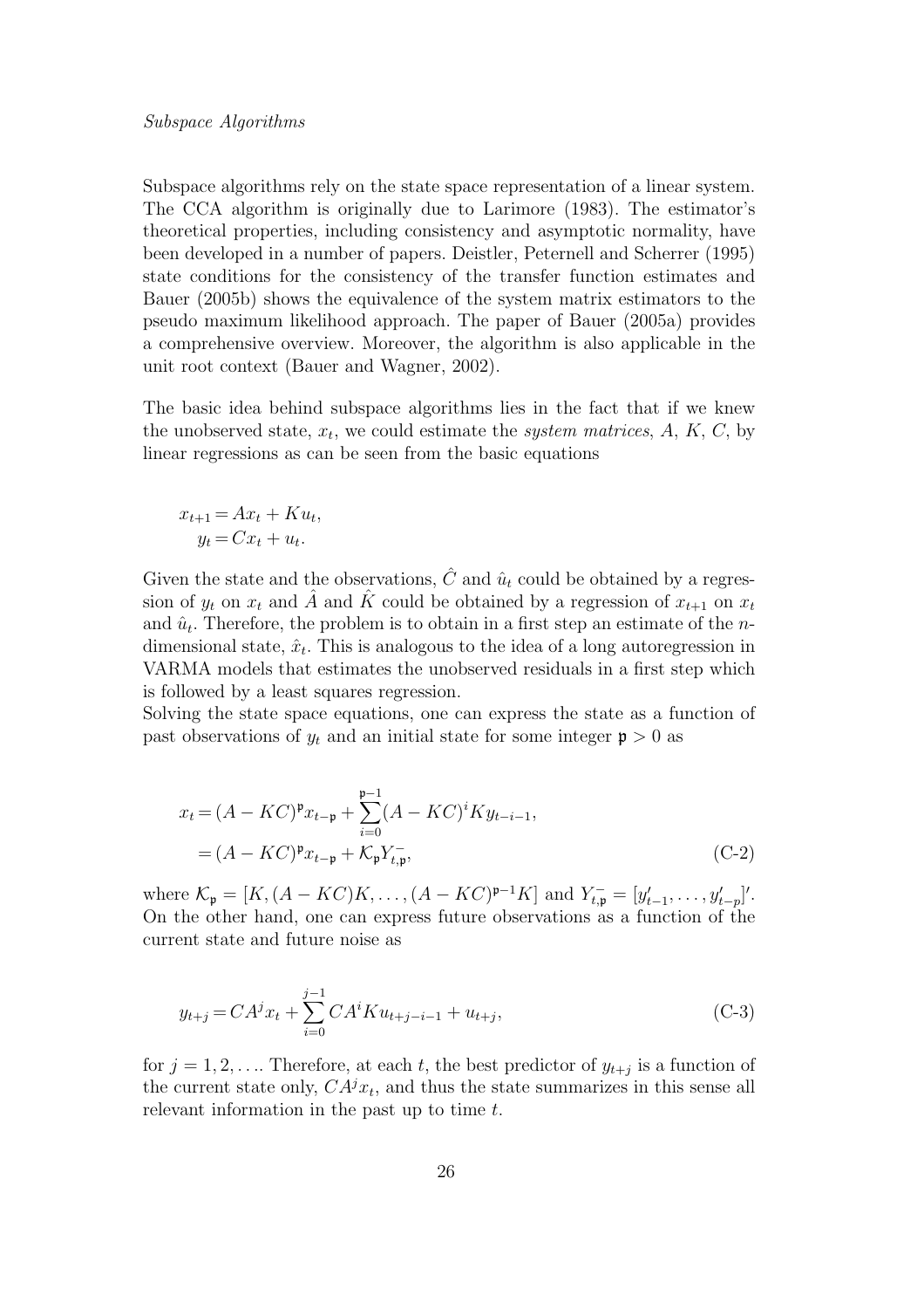*Subspace Algorithms*

Subspace algorithms rely on the state space representation of a linear system. The CCA algorithm is originally due to Larimore (1983). The estimator's theoretical properties, including consistency and asymptotic normality, have been developed in a number of papers. Deistler, Peternell and Scherrer (1995) state conditions for the consistency of the transfer function estimates and Bauer (2005b) shows the equivalence of the system matrix estimators to the pseudo maximum likelihood approach. The paper of Bauer (2005a) provides a comprehensive overview. Moreover, the algorithm is also applicable in the unit root context (Bauer and Wagner, 2002).

The basic idea behind subspace algorithms lies in the fact that if we knew the unobserved state, $x_t$, we could estimate the *system matrices*, $A$, $K$, $C$, by linear regressions as can be seen from the basic equations

$$
\begin{aligned}
x_{t+1} &= Ax_t + Ku_t, \\
y_t &= Cx_t + u_t.
\end{aligned}
$$

Given the state and the observations, $\hat{C}$ and $\hat{u}_t$ could be obtained by a regression of $y_t$ on $x_t$ and $\hat{A}$ and $\hat{K}$ could be obtained by a regression of $x_{t+1}$ on $x_t$ and $\hat{u}_t$. Therefore, the problem is to obtain in a first step an estimate of the $n$-dimensional state, $\hat{x}_t$. This is analogous to the idea of a long autoregression in VARMA models that estimates the unobserved residuals in a first step which is followed by a least squares regression.
Solving the state space equations, one can express the state as a function of past observations of $y_t$ and an initial state for some integer $\mathfrak{p} > 0$ as

$$
\begin{aligned}
x_t &= (A - KC)^{\mathfrak{p}} x_{t-\mathfrak{p}} + \sum_{i=0}^{\mathfrak{p}-1} (A - KC)^i K y_{t-i-1}, \\
&= (A - KC)^{\mathfrak{p}} x_{t-\mathfrak{p}} + \mathcal{K}_{\mathfrak{p}} Y_{t,\mathfrak{p}}^{-},
\end{aligned}
\tag{C-2}
$$

where $\mathcal{K}_{\mathfrak{p}} = [K, (A - KC)K, \ldots, (A - KC)^{\mathfrak{p}-1}K]$ and $Y_{t,\mathfrak{p}}^{-} = [y_{t-1}', \ldots, y_{t-p}']'$. On the other hand, one can express future observations as a function of the current state and future noise as

$$
y_{t+j} = CA^j x_t + \sum_{i=0}^{j-1} CA^i K u_{t+j-i-1} + u_{t+j}, \tag{C-3}
$$

for $j = 1, 2, \ldots$. Therefore, at each $t$, the best predictor of $y_{t+j}$ is a function of the current state only, $CA^j x_t$, and thus the state summarizes in this sense all relevant information in the past up to time $t$.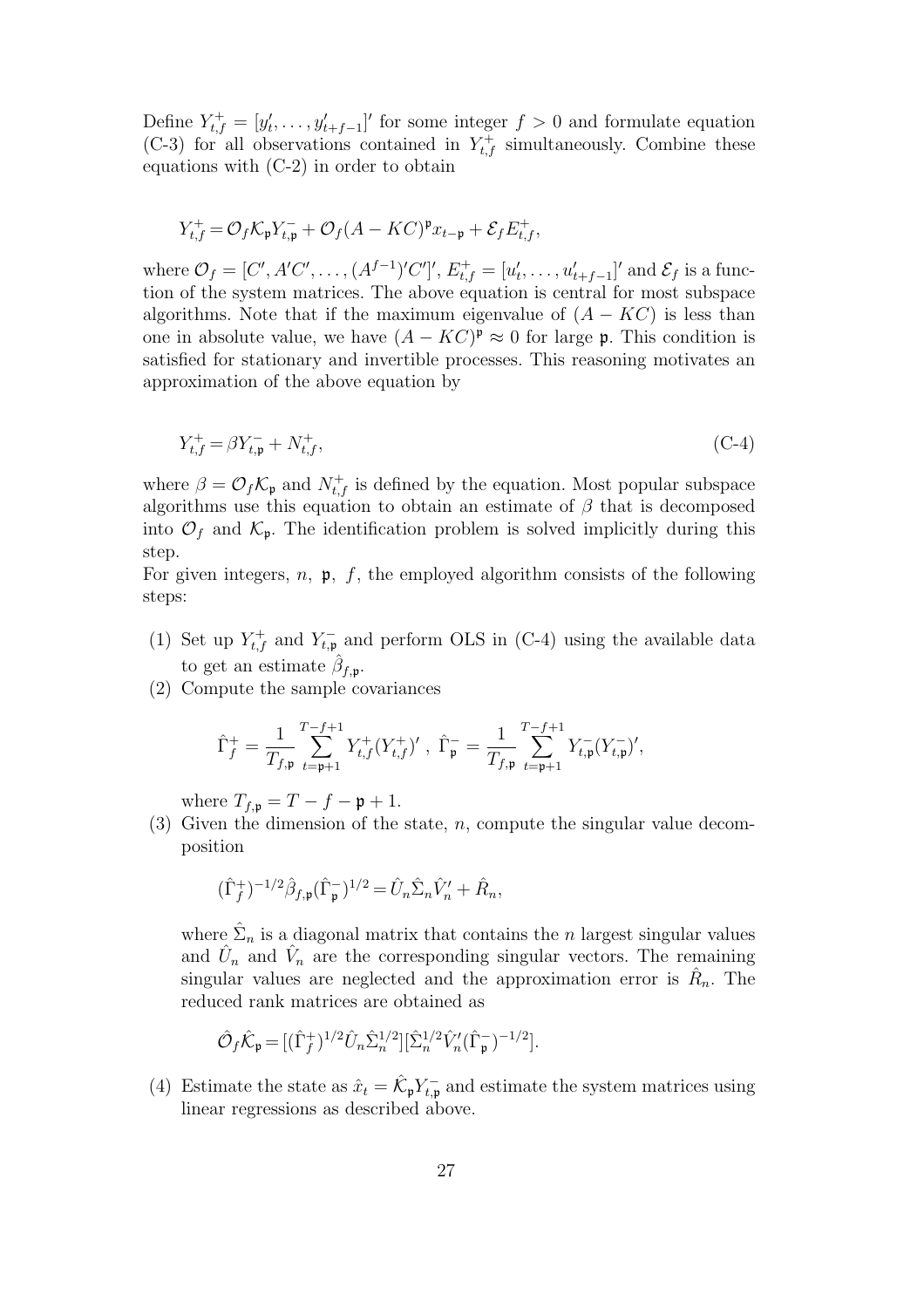Define $Y^+_{t,f} = [y'_t, \ldots, y'_{t+f-1}]'$ for some integer $f > 0$ and formulate equation (C-3) for all observations contained in $Y^+_{t,f}$ simultaneously. Combine these equations with (C-2) in order to obtain

$$Y^+_{t,f} = \mathcal{O}_f \mathcal{K}_\mathfrak{p} Y^-_{t,\mathfrak{p}} + \mathcal{O}_f (A - KC)^\mathfrak{p} x_{t-\mathfrak{p}} + \mathcal{E}_f E^+_{t,f},$$

where $\mathcal{O}_f = [C', A'C', \ldots, (A^{f-1})'C']'$, $E^+_{t,f} = [u'_t, \ldots, u'_{t+f-1}]'$ and $\mathcal{E}_f$ is a function of the system matrices. The above equation is central for most subspace algorithms. Note that if the maximum eigenvalue of $(A - KC)$ is less than one in absolute value, we have $(A - KC)^\mathfrak{p} \approx 0$ for large $\mathfrak{p}$. This condition is satisfied for stationary and invertible processes. This reasoning motivates an approximation of the above equation by

$$Y^+_{t,f} = \beta Y^-_{t,\mathfrak{p}} + N^+_{t,f}, \tag{C-4}$$

where $\beta = \mathcal{O}_f \mathcal{K}_\mathfrak{p}$ and $N^+_{t,f}$ is defined by the equation. Most popular subspace algorithms use this equation to obtain an estimate of $\beta$ that is decomposed into $\mathcal{O}_f$ and $\mathcal{K}_\mathfrak{p}$. The identification problem is solved implicitly during this step.
For given integers, $n$, $\mathfrak{p}$, $f$, the employed algorithm consists of the following steps:

(1) Set up $Y^+_{t,f}$ and $Y^-_{t,\mathfrak{p}}$ and perform OLS in (C-4) using the available data to get an estimate $\hat{\beta}_{f,\mathfrak{p}}$.

(2) Compute the sample covariances

$$\hat{\Gamma}^+_f = \frac{1}{T_{f,\mathfrak{p}}} \sum_{t=\mathfrak{p}+1}^{T-f+1} Y^+_{t,f} (Y^+_{t,f})' \ , \ \hat{\Gamma}^-_\mathfrak{p} = \frac{1}{T_{f,\mathfrak{p}}} \sum_{t=\mathfrak{p}+1}^{T-f+1} Y^-_{t,\mathfrak{p}} (Y^-_{t,\mathfrak{p}})',$$

where $T_{f,\mathfrak{p}} = T - f - \mathfrak{p} + 1$.

(3) Given the dimension of the state, $n$, compute the singular value decomposition

$$(\hat{\Gamma}^+_f)^{-1/2} \hat{\beta}_{f,\mathfrak{p}} (\hat{\Gamma}^-_\mathfrak{p})^{1/2} = \hat{U}_n \hat{\Sigma}_n \hat{V}'_n + \hat{R}_n,$$

where $\hat{\Sigma}_n$ is a diagonal matrix that contains the $n$ largest singular values and $\hat{U}_n$ and $\hat{V}_n$ are the corresponding singular vectors. The remaining singular values are neglected and the approximation error is $\hat{R}_n$. The reduced rank matrices are obtained as

$$\hat{\mathcal{O}}_f \hat{\mathcal{K}}_\mathfrak{p} = [(\hat{\Gamma}^+_f)^{1/2} \hat{U}_n \hat{\Sigma}_n^{1/2}][\hat{\Sigma}_n^{1/2} \hat{V}'_n (\hat{\Gamma}^-_\mathfrak{p})^{-1/2}].$$

(4) Estimate the state as $\hat{x}_t = \hat{\mathcal{K}}_\mathfrak{p} Y^-_{t,\mathfrak{p}}$ and estimate the system matrices using linear regressions as described above.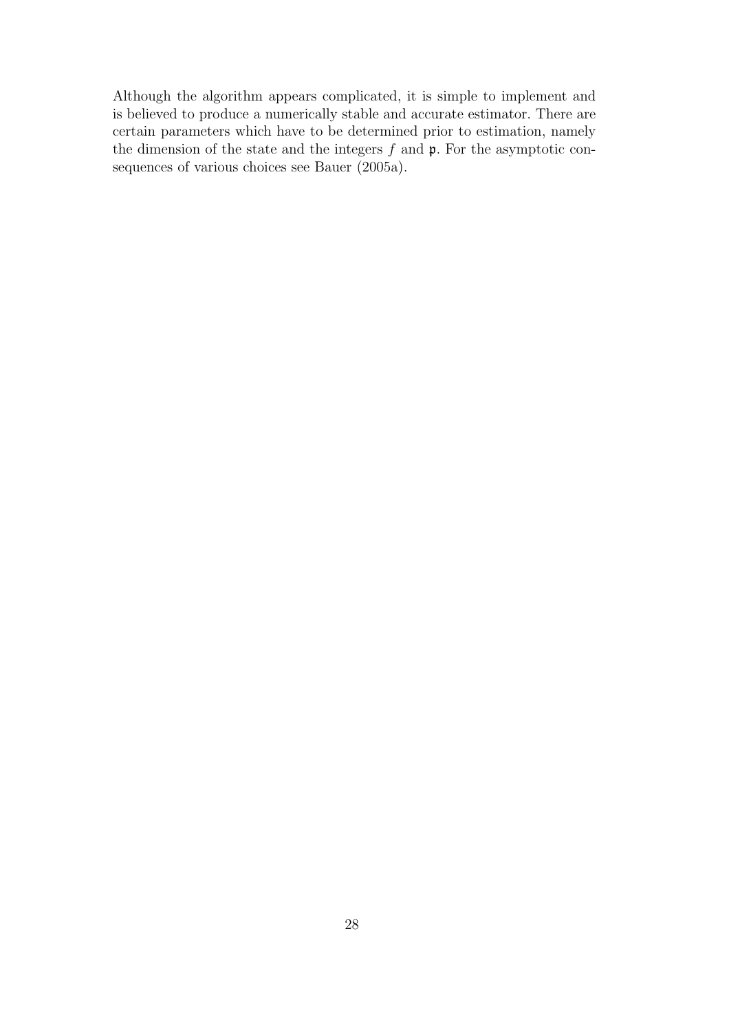Although the algorithm appears complicated, it is simple to implement and is believed to produce a numerically stable and accurate estimator. There are certain parameters which have to be determined prior to estimation, namely the dimension of the state and the integers $f$ and $\mathfrak{p}$. For the asymptotic consequences of various choices see Bauer (2005a).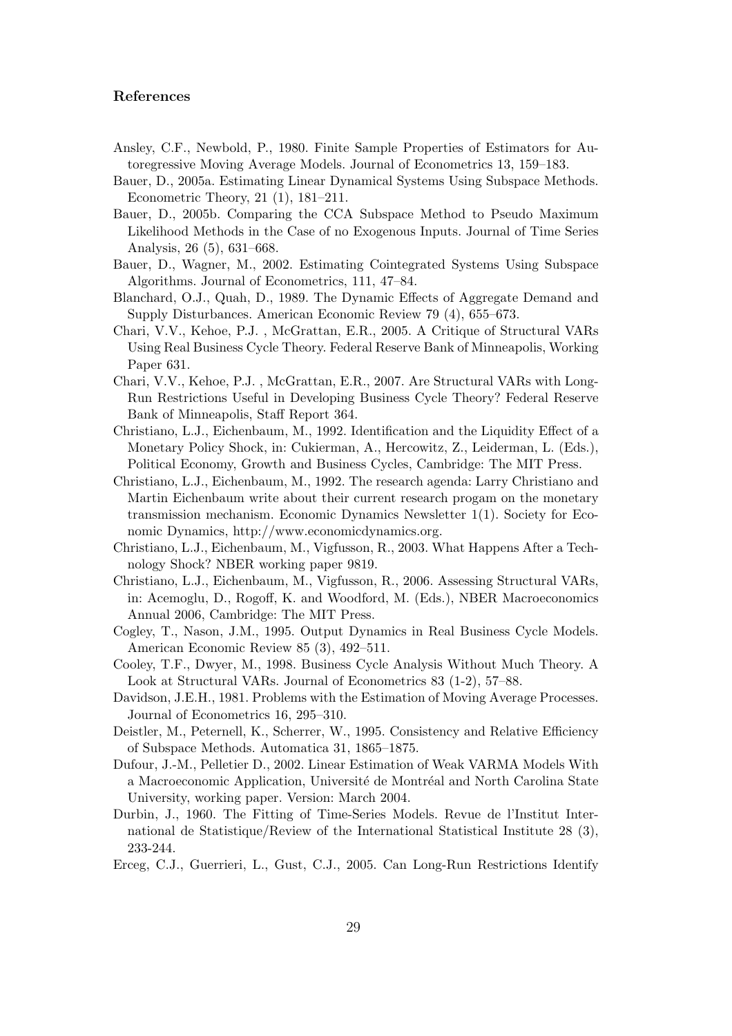## References

Ansley, C.F., Newbold, P., 1980. Finite Sample Properties of Estimators for Autoregressive Moving Average Models. Journal of Econometrics 13, 159–183.

Bauer, D., 2005a. Estimating Linear Dynamical Systems Using Subspace Methods. Econometric Theory, 21 (1), 181–211.

Bauer, D., 2005b. Comparing the CCA Subspace Method to Pseudo Maximum Likelihood Methods in the Case of no Exogenous Inputs. Journal of Time Series Analysis, 26 (5), 631–668.

Bauer, D., Wagner, M., 2002. Estimating Cointegrated Systems Using Subspace Algorithms. Journal of Econometrics, 111, 47–84.

Blanchard, O.J., Quah, D., 1989. The Dynamic Effects of Aggregate Demand and Supply Disturbances. American Economic Review 79 (4), 655–673.

Chari, V.V., Kehoe, P.J. , McGrattan, E.R., 2005. A Critique of Structural VARs Using Real Business Cycle Theory. Federal Reserve Bank of Minneapolis, Working Paper 631.

Chari, V.V., Kehoe, P.J. , McGrattan, E.R., 2007. Are Structural VARs with Long-Run Restrictions Useful in Developing Business Cycle Theory? Federal Reserve Bank of Minneapolis, Staff Report 364.

Christiano, L.J., Eichenbaum, M., 1992. Identification and the Liquidity Effect of a Monetary Policy Shock, in: Cukierman, A., Hercowitz, Z., Leiderman, L. (Eds.), Political Economy, Growth and Business Cycles, Cambridge: The MIT Press.

Christiano, L.J., Eichenbaum, M., 1992. The research agenda: Larry Christiano and Martin Eichenbaum write about their current research progam on the monetary transmission mechanism. Economic Dynamics Newsletter 1(1). Society for Economic Dynamics, http://www.economicdynamics.org.

Christiano, L.J., Eichenbaum, M., Vigfusson, R., 2003. What Happens After a Technology Shock? NBER working paper 9819.

Christiano, L.J., Eichenbaum, M., Vigfusson, R., 2006. Assessing Structural VARs, in: Acemoglu, D., Rogoff, K. and Woodford, M. (Eds.), NBER Macroeconomics Annual 2006, Cambridge: The MIT Press.

Cogley, T., Nason, J.M., 1995. Output Dynamics in Real Business Cycle Models. American Economic Review 85 (3), 492–511.

Cooley, T.F., Dwyer, M., 1998. Business Cycle Analysis Without Much Theory. A Look at Structural VARs. Journal of Econometrics 83 (1-2), 57–88.

Davidson, J.E.H., 1981. Problems with the Estimation of Moving Average Processes. Journal of Econometrics 16, 295–310.

Deistler, M., Peternell, K., Scherrer, W., 1995. Consistency and Relative Efficiency of Subspace Methods. Automatica 31, 1865–1875.

Dufour, J.-M., Pelletier D., 2002. Linear Estimation of Weak VARMA Models With a Macroeconomic Application, Université de Montréal and North Carolina State University, working paper. Version: March 2004.

Durbin, J., 1960. The Fitting of Time-Series Models. Revue de l'Institut International de Statistique/Review of the International Statistical Institute 28 (3), 233-244.

Erceg, C.J., Guerrieri, L., Gust, C.J., 2005. Can Long-Run Restrictions Identify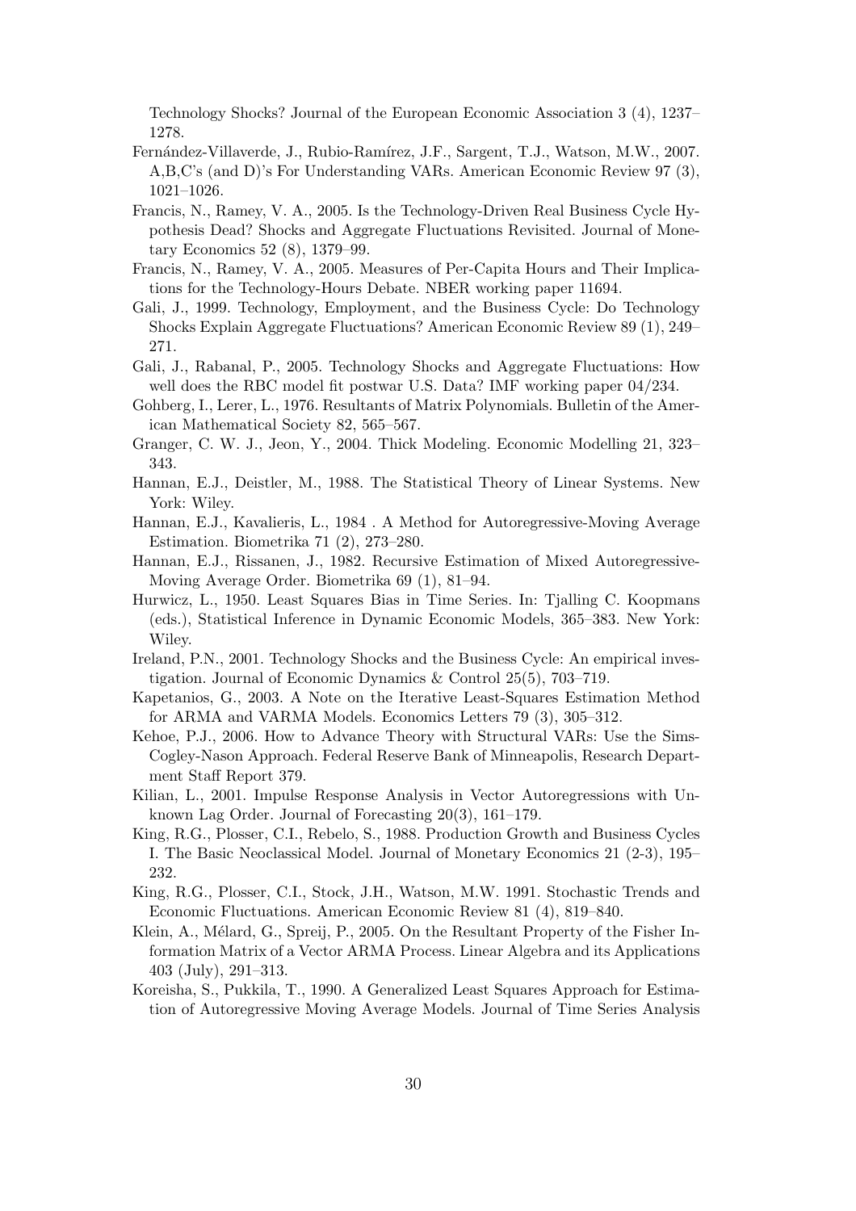Technology Shocks? Journal of the European Economic Association 3 (4), 1237–1278.

Fernández-Villaverde, J., Rubio-Ramírez, J.F., Sargent, T.J., Watson, M.W., 2007. A,B,C's (and D)'s For Understanding VARs. American Economic Review 97 (3), 1021–1026.

Francis, N., Ramey, V. A., 2005. Is the Technology-Driven Real Business Cycle Hypothesis Dead? Shocks and Aggregate Fluctuations Revisited. Journal of Monetary Economics 52 (8), 1379–99.

Francis, N., Ramey, V. A., 2005. Measures of Per-Capita Hours and Their Implications for the Technology-Hours Debate. NBER working paper 11694.

Gali, J., 1999. Technology, Employment, and the Business Cycle: Do Technology Shocks Explain Aggregate Fluctuations? American Economic Review 89 (1), 249–271.

Gali, J., Rabanal, P., 2005. Technology Shocks and Aggregate Fluctuations: How well does the RBC model fit postwar U.S. Data? IMF working paper 04/234.

Gohberg, I., Lerer, L., 1976. Resultants of Matrix Polynomials. Bulletin of the American Mathematical Society 82, 565–567.

Granger, C. W. J., Jeon, Y., 2004. Thick Modeling. Economic Modelling 21, 323–343.

Hannan, E.J., Deistler, M., 1988. The Statistical Theory of Linear Systems. New York: Wiley.

Hannan, E.J., Kavalieris, L., 1984 . A Method for Autoregressive-Moving Average Estimation. Biometrika 71 (2), 273–280.

Hannan, E.J., Rissanen, J., 1982. Recursive Estimation of Mixed Autoregressive-Moving Average Order. Biometrika 69 (1), 81–94.

Hurwicz, L., 1950. Least Squares Bias in Time Series. In: Tjalling C. Koopmans (eds.), Statistical Inference in Dynamic Economic Models, 365–383. New York: Wiley.

Ireland, P.N., 2001. Technology Shocks and the Business Cycle: An empirical investigation. Journal of Economic Dynamics & Control 25(5), 703–719.

Kapetanios, G., 2003. A Note on the Iterative Least-Squares Estimation Method for ARMA and VARMA Models. Economics Letters 79 (3), 305–312.

Kehoe, P.J., 2006. How to Advance Theory with Structural VARs: Use the Sims-Cogley-Nason Approach. Federal Reserve Bank of Minneapolis, Research Department Staff Report 379.

Kilian, L., 2001. Impulse Response Analysis in Vector Autoregressions with Unknown Lag Order. Journal of Forecasting 20(3), 161–179.

King, R.G., Plosser, C.I., Rebelo, S., 1988. Production Growth and Business Cycles I. The Basic Neoclassical Model. Journal of Monetary Economics 21 (2-3), 195–232.

King, R.G., Plosser, C.I., Stock, J.H., Watson, M.W. 1991. Stochastic Trends and Economic Fluctuations. American Economic Review 81 (4), 819–840.

Klein, A., Mélard, G., Spreij, P., 2005. On the Resultant Property of the Fisher Information Matrix of a Vector ARMA Process. Linear Algebra and its Applications 403 (July), 291–313.

Koreisha, S., Pukkila, T., 1990. A Generalized Least Squares Approach for Estimation of Autoregressive Moving Average Models. Journal of Time Series Analysis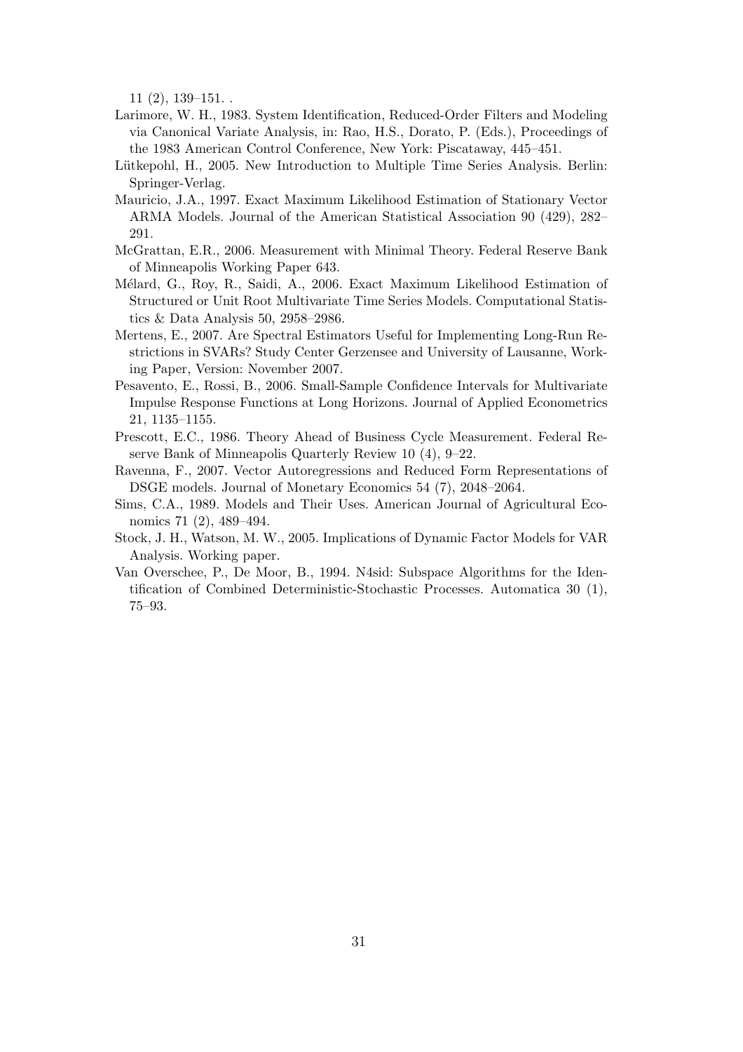11 (2), 139–151. .

Larimore, W. H., 1983. System Identification, Reduced-Order Filters and Modeling via Canonical Variate Analysis, in: Rao, H.S., Dorato, P. (Eds.), Proceedings of the 1983 American Control Conference, New York: Piscataway, 445–451.

Lütkepohl, H., 2005. New Introduction to Multiple Time Series Analysis. Berlin: Springer-Verlag.

Mauricio, J.A., 1997. Exact Maximum Likelihood Estimation of Stationary Vector ARMA Models. Journal of the American Statistical Association 90 (429), 282–291.

McGrattan, E.R., 2006. Measurement with Minimal Theory. Federal Reserve Bank of Minneapolis Working Paper 643.

Mélard, G., Roy, R., Saidi, A., 2006. Exact Maximum Likelihood Estimation of Structured or Unit Root Multivariate Time Series Models. Computational Statistics & Data Analysis 50, 2958–2986.

Mertens, E., 2007. Are Spectral Estimators Useful for Implementing Long-Run Restrictions in SVARs? Study Center Gerzensee and University of Lausanne, Working Paper, Version: November 2007.

Pesavento, E., Rossi, B., 2006. Small-Sample Confidence Intervals for Multivariate Impulse Response Functions at Long Horizons. Journal of Applied Econometrics 21, 1135–1155.

Prescott, E.C., 1986. Theory Ahead of Business Cycle Measurement. Federal Reserve Bank of Minneapolis Quarterly Review 10 (4), 9–22.

Ravenna, F., 2007. Vector Autoregressions and Reduced Form Representations of DSGE models. Journal of Monetary Economics 54 (7), 2048–2064.

Sims, C.A., 1989. Models and Their Uses. American Journal of Agricultural Economics 71 (2), 489–494.

Stock, J. H., Watson, M. W., 2005. Implications of Dynamic Factor Models for VAR Analysis. Working paper.

Van Overschee, P., De Moor, B., 1994. N4sid: Subspace Algorithms for the Identification of Combined Deterministic-Stochastic Processes. Automatica 30 (1), 75–93.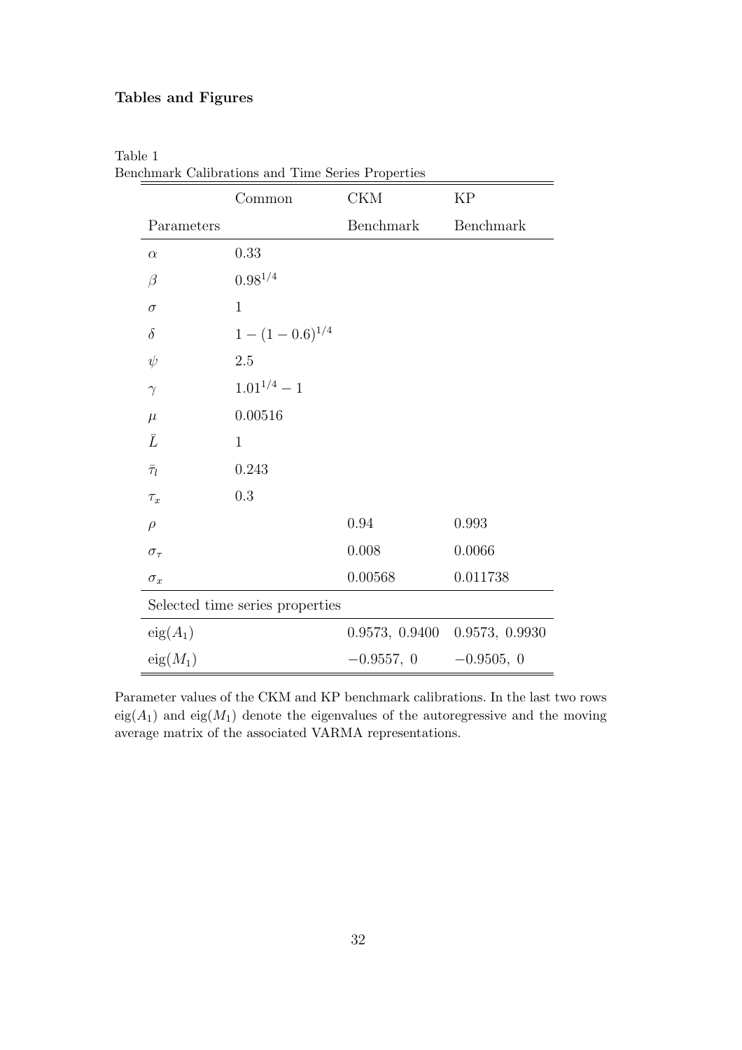## Tables and Figures

Table 1
Benchmark Calibrations and Time Series Properties

| Parameters | Common | CKM Benchmark | KP Benchmark |
|---|---|---|---|
| $\alpha$ | 0.33 | | |
| $\beta$ | $0.98^{1/4}$ | | |
| $\sigma$ | 1 | | |
| $\delta$ | $1-(1-0.6)^{1/4}$ | | |
| $\psi$ | 2.5 | | |
| $\gamma$ | $1.01^{1/4}-1$ | | |
| $\mu$ | 0.00516 | | |
| $\bar{L}$ | 1 | | |
| $\bar{\tau}_l$ | 0.243 | | |
| $\tau_x$ | 0.3 | | |
| $\rho$ | | 0.94 | 0.993 |
| $\sigma_\tau$ | | 0.008 | 0.0066 |
| $\sigma_x$ | | 0.00568 | 0.011738 |
| Selected time series properties | | | |
| $\text{eig}(A_1)$ | | 0.9573, 0.9400 | 0.9573, 0.9930 |
| $\text{eig}(M_1)$ | | $-0.9557$, 0 | $-0.9505$, 0 |

Parameter values of the CKM and KP benchmark calibrations. In the last two rows $\text{eig}(A_1)$ and $\text{eig}(M_1)$ denote the eigenvalues of the autoregressive and the moving average matrix of the associated VARMA representations.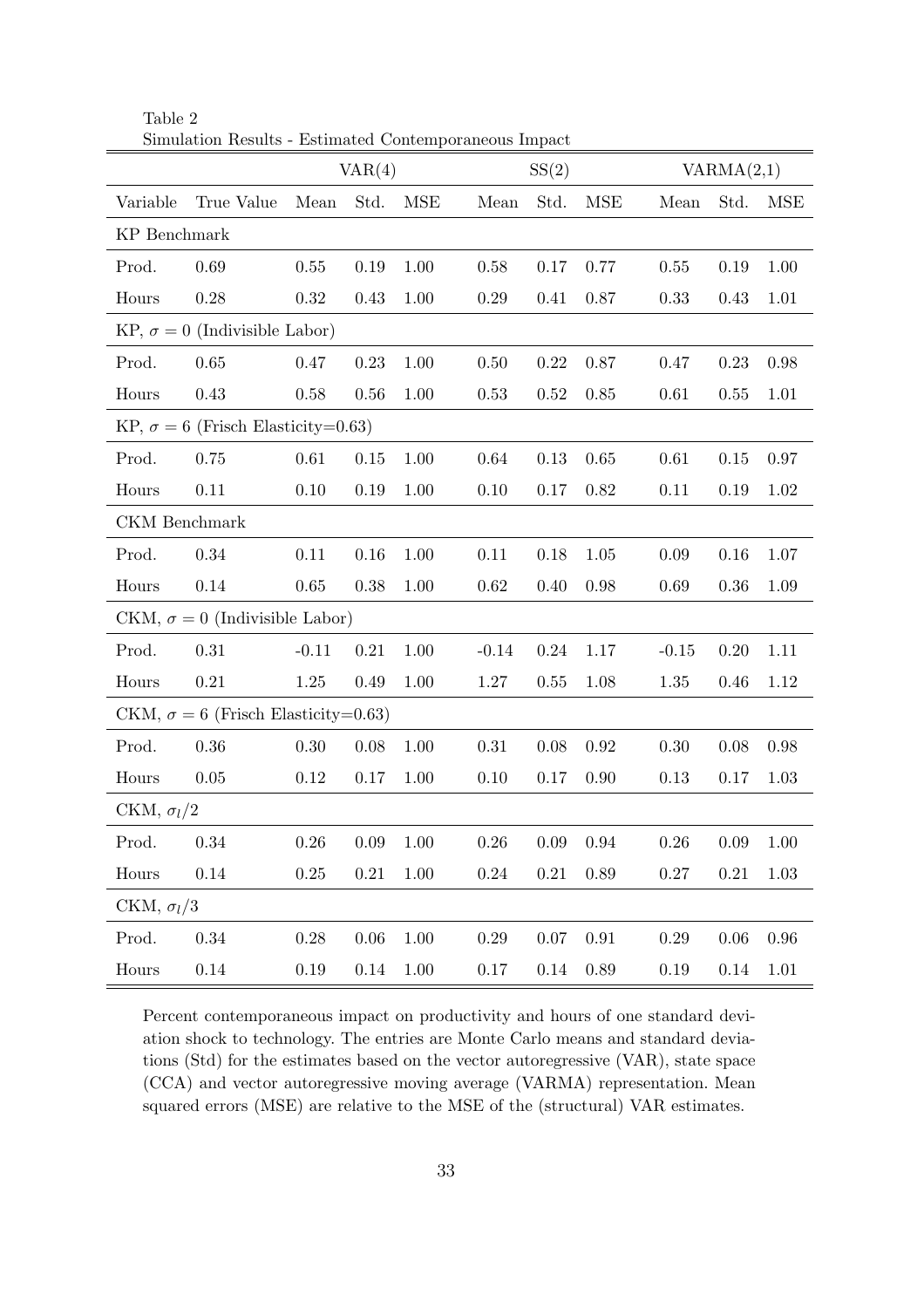Table 2

Simulation Results - Estimated Contemporaneous Impact

| | | VAR(4) | | | SS(2) | | | VARMA(2,1) | | |
|---|---|---|---|---|---|---|---|---|---|---|
| Variable | True Value | Mean | Std. | MSE | Mean | Std. | MSE | Mean | Std. | MSE |
| KP Benchmark | | | | | | | | | | |
| Prod. | 0.69 | 0.55 | 0.19 | 1.00 | 0.58 | 0.17 | 0.77 | 0.55 | 0.19 | 1.00 |
| Hours | 0.28 | 0.32 | 0.43 | 1.00 | 0.29 | 0.41 | 0.87 | 0.33 | 0.43 | 1.01 |
| KP, $\sigma = 0$ (Indivisible Labor) | | | | | | | | | | |
| Prod. | 0.65 | 0.47 | 0.23 | 1.00 | 0.50 | 0.22 | 0.87 | 0.47 | 0.23 | 0.98 |
| Hours | 0.43 | 0.58 | 0.56 | 1.00 | 0.53 | 0.52 | 0.85 | 0.61 | 0.55 | 1.01 |
| KP, $\sigma = 6$ (Frisch Elasticity=0.63) | | | | | | | | | | |
| Prod. | 0.75 | 0.61 | 0.15 | 1.00 | 0.64 | 0.13 | 0.65 | 0.61 | 0.15 | 0.97 |
| Hours | 0.11 | 0.10 | 0.19 | 1.00 | 0.10 | 0.17 | 0.82 | 0.11 | 0.19 | 1.02 |
| CKM Benchmark | | | | | | | | | | |
| Prod. | 0.34 | 0.11 | 0.16 | 1.00 | 0.11 | 0.18 | 1.05 | 0.09 | 0.16 | 1.07 |
| Hours | 0.14 | 0.65 | 0.38 | 1.00 | 0.62 | 0.40 | 0.98 | 0.69 | 0.36 | 1.09 |
| CKM, $\sigma = 0$ (Indivisible Labor) | | | | | | | | | | |
| Prod. | 0.31 | -0.11 | 0.21 | 1.00 | -0.14 | 0.24 | 1.17 | -0.15 | 0.20 | 1.11 |
| Hours | 0.21 | 1.25 | 0.49 | 1.00 | 1.27 | 0.55 | 1.08 | 1.35 | 0.46 | 1.12 |
| CKM, $\sigma = 6$ (Frisch Elasticity=0.63) | | | | | | | | | | |
| Prod. | 0.36 | 0.30 | 0.08 | 1.00 | 0.31 | 0.08 | 0.92 | 0.30 | 0.08 | 0.98 |
| Hours | 0.05 | 0.12 | 0.17 | 1.00 | 0.10 | 0.17 | 0.90 | 0.13 | 0.17 | 1.03 |
| CKM, $\sigma_l/2$ | | | | | | | | | | |
| Prod. | 0.34 | 0.26 | 0.09 | 1.00 | 0.26 | 0.09 | 0.94 | 0.26 | 0.09 | 1.00 |
| Hours | 0.14 | 0.25 | 0.21 | 1.00 | 0.24 | 0.21 | 0.89 | 0.27 | 0.21 | 1.03 |
| CKM, $\sigma_l/3$ | | | | | | | | | | |
| Prod. | 0.34 | 0.28 | 0.06 | 1.00 | 0.29 | 0.07 | 0.91 | 0.29 | 0.06 | 0.96 |
| Hours | 0.14 | 0.19 | 0.14 | 1.00 | 0.17 | 0.14 | 0.89 | 0.19 | 0.14 | 1.01 |

Percent contemporaneous impact on productivity and hours of one standard deviation shock to technology. The entries are Monte Carlo means and standard deviations (Std) for the estimates based on the vector autoregressive (VAR), state space (CCA) and vector autoregressive moving average (VARMA) representation. Mean squared errors (MSE) are relative to the MSE of the (structural) VAR estimates.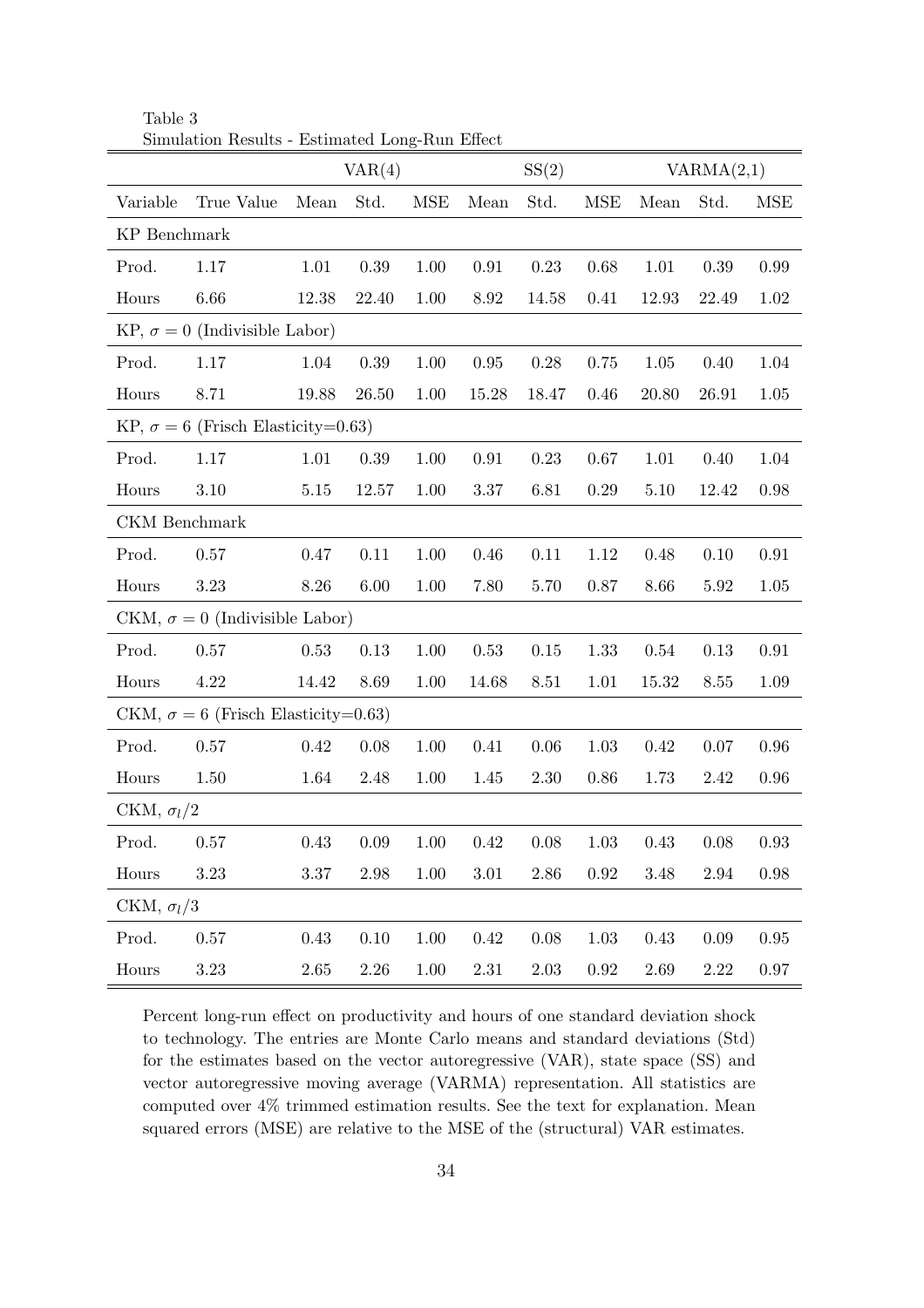Table 3
Simulation Results - Estimated Long-Run Effect

| | | VAR(4) | | | SS(2) | | | VARMA(2,1) | | |
|---|---|---|---|---|---|---|---|---|---|---|
| Variable | True Value | Mean | Std. | MSE | Mean | Std. | MSE | Mean | Std. | MSE |
| KP Benchmark | | | | | | | | | | |
| Prod. | 1.17 | 1.01 | 0.39 | 1.00 | 0.91 | 0.23 | 0.68 | 1.01 | 0.39 | 0.99 |
| Hours | 6.66 | 12.38 | 22.40 | 1.00 | 8.92 | 14.58 | 0.41 | 12.93 | 22.49 | 1.02 |
| KP, $\sigma = 0$ (Indivisible Labor) | | | | | | | | | | |
| Prod. | 1.17 | 1.04 | 0.39 | 1.00 | 0.95 | 0.28 | 0.75 | 1.05 | 0.40 | 1.04 |
| Hours | 8.71 | 19.88 | 26.50 | 1.00 | 15.28 | 18.47 | 0.46 | 20.80 | 26.91 | 1.05 |
| KP, $\sigma = 6$ (Frisch Elasticity=0.63) | | | | | | | | | | |
| Prod. | 1.17 | 1.01 | 0.39 | 1.00 | 0.91 | 0.23 | 0.67 | 1.01 | 0.40 | 1.04 |
| Hours | 3.10 | 5.15 | 12.57 | 1.00 | 3.37 | 6.81 | 0.29 | 5.10 | 12.42 | 0.98 |
| CKM Benchmark | | | | | | | | | | |
| Prod. | 0.57 | 0.47 | 0.11 | 1.00 | 0.46 | 0.11 | 1.12 | 0.48 | 0.10 | 0.91 |
| Hours | 3.23 | 8.26 | 6.00 | 1.00 | 7.80 | 5.70 | 0.87 | 8.66 | 5.92 | 1.05 |
| CKM, $\sigma = 0$ (Indivisible Labor) | | | | | | | | | | |
| Prod. | 0.57 | 0.53 | 0.13 | 1.00 | 0.53 | 0.15 | 1.33 | 0.54 | 0.13 | 0.91 |
| Hours | 4.22 | 14.42 | 8.69 | 1.00 | 14.68 | 8.51 | 1.01 | 15.32 | 8.55 | 1.09 |
| CKM, $\sigma = 6$ (Frisch Elasticity=0.63) | | | | | | | | | | |
| Prod. | 0.57 | 0.42 | 0.08 | 1.00 | 0.41 | 0.06 | 1.03 | 0.42 | 0.07 | 0.96 |
| Hours | 1.50 | 1.64 | 2.48 | 1.00 | 1.45 | 2.30 | 0.86 | 1.73 | 2.42 | 0.96 |
| CKM, $\sigma_l/2$ | | | | | | | | | | |
| Prod. | 0.57 | 0.43 | 0.09 | 1.00 | 0.42 | 0.08 | 1.03 | 0.43 | 0.08 | 0.93 |
| Hours | 3.23 | 3.37 | 2.98 | 1.00 | 3.01 | 2.86 | 0.92 | 3.48 | 2.94 | 0.98 |
| CKM, $\sigma_l/3$ | | | | | | | | | | |
| Prod. | 0.57 | 0.43 | 0.10 | 1.00 | 0.42 | 0.08 | 1.03 | 0.43 | 0.09 | 0.95 |
| Hours | 3.23 | 2.65 | 2.26 | 1.00 | 2.31 | 2.03 | 0.92 | 2.69 | 2.22 | 0.97 |

Percent long-run effect on productivity and hours of one standard deviation shock to technology. The entries are Monte Carlo means and standard deviations (Std) for the estimates based on the vector autoregressive (VAR), state space (SS) and vector autoregressive moving average (VARMA) representation. All statistics are computed over 4% trimmed estimation results. See the text for explanation. Mean squared errors (MSE) are relative to the MSE of the (structural) VAR estimates.